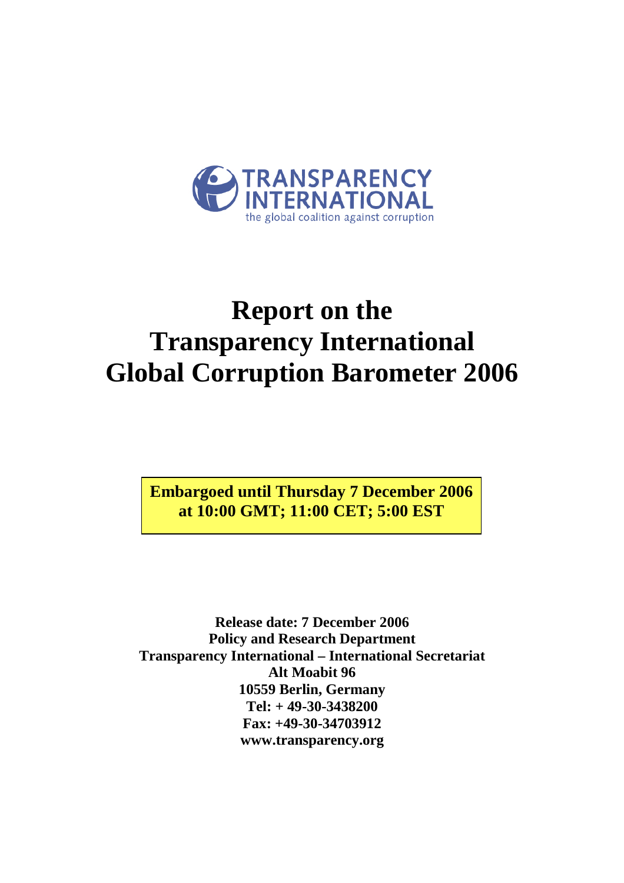TRANSPARENCY INTERNATIONAL

the global coalition against corruption

# Report on the Transparency International Global Corruption Barometer 2006

**Embargoed until Thursday 7 December 2006 at 10:00 GMT; 11:00 CET; 5:00 EST**

**Release date: 7 December 2006**
**Policy and Research Department**
**Transparency International – International Secretariat**
**Alt Moabit 96**
**10559 Berlin, Germany**
**Tel: + 49-30-3438200**
**Fax: +49-30-34703912**
**www.transparency.org**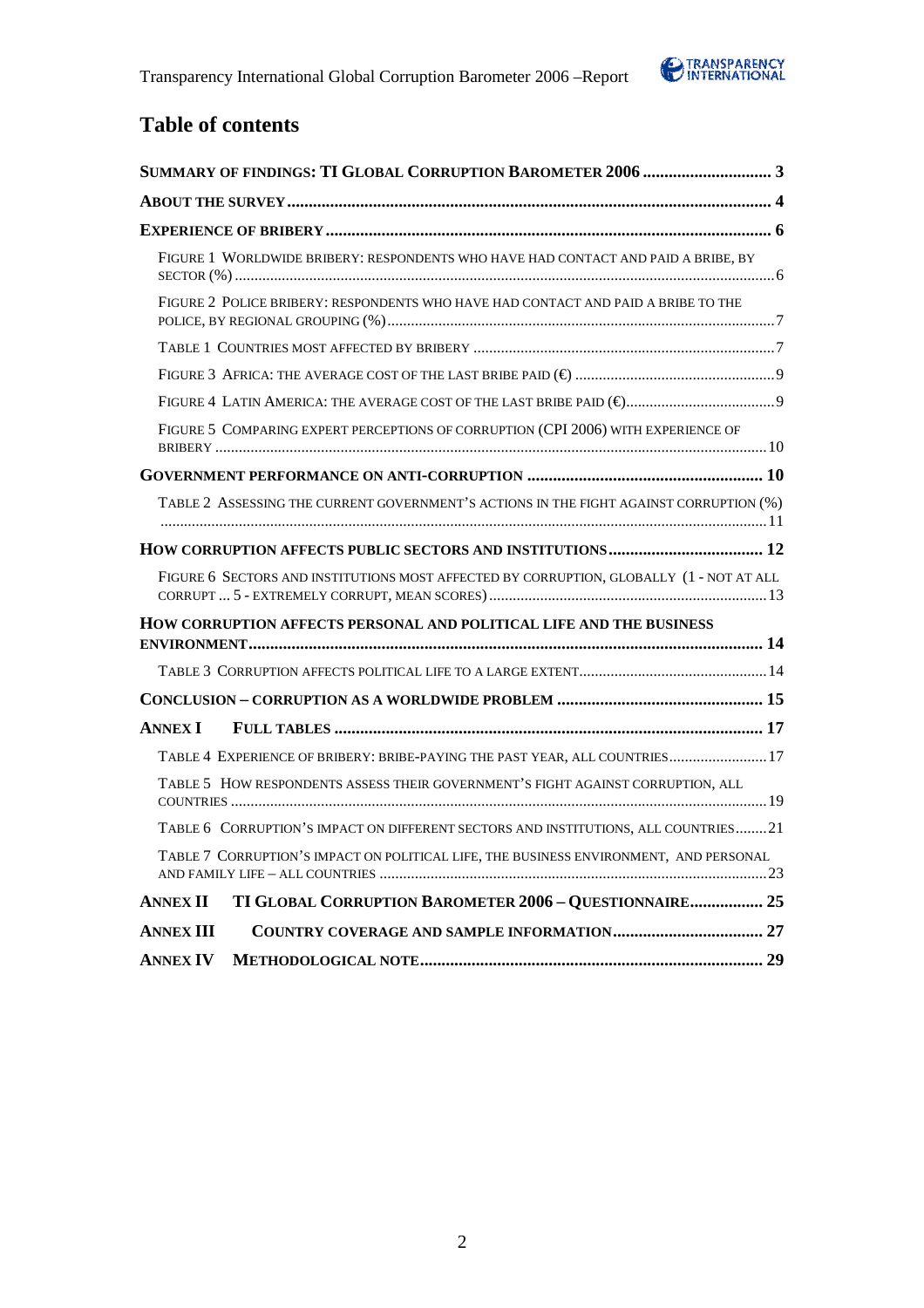# Table of contents

**SUMMARY OF FINDINGS: TI GLOBAL CORRUPTION BAROMETER 2006 .............................. 3**

**ABOUT THE SURVEY ................................................................................................ 4**

**EXPERIENCE OF BRIBERY ....................................................................................... 6**

- FIGURE 1 WORLDWIDE BRIBERY: RESPONDENTS WHO HAVE HAD CONTACT AND PAID A BRIBE, BY SECTOR (%) ........................................................................................................ 6
- FIGURE 2 POLICE BRIBERY: RESPONDENTS WHO HAVE HAD CONTACT AND PAID A BRIBE TO THE POLICE, BY REGIONAL GROUPING (%) ........................................................................ 7
- TABLE 1 COUNTRIES MOST AFFECTED BY BRIBERY ................................................................ 7
- FIGURE 3 AFRICA: THE AVERAGE COST OF THE LAST BRIBE PAID (€) ...................................... 9
- FIGURE 4 LATIN AMERICA: THE AVERAGE COST OF THE LAST BRIBE PAID (€) ........................ 9
- FIGURE 5 COMPARING EXPERT PERCEPTIONS OF CORRUPTION (CPI 2006) WITH EXPERIENCE OF BRIBERY ................................................................................................................ 10

**GOVERNMENT PERFORMANCE ON ANTI-CORRUPTION ....................................... 10**

- TABLE 2 ASSESSING THE CURRENT GOVERNMENT'S ACTIONS IN THE FIGHT AGAINST CORRUPTION (%) ................................................................................................................ 11

**HOW CORRUPTION AFFECTS PUBLIC SECTORS AND INSTITUTIONS .................................. 12**

- FIGURE 6 SECTORS AND INSTITUTIONS MOST AFFECTED BY CORRUPTION, GLOBALLY (1 - NOT AT ALL CORRUPT ... 5 - EXTREMELY CORRUPT, MEAN SCORES) ............................................. 13

**HOW CORRUPTION AFFECTS PERSONAL AND POLITICAL LIFE AND THE BUSINESS ENVIRONMENT ................................................................................................ 14**

- TABLE 3 CORRUPTION AFFECTS POLITICAL LIFE TO A LARGE EXTENT ..................................... 14

**CONCLUSION – CORRUPTION AS A WORLDWIDE PROBLEM ............................................ 15**

**ANNEX I FULL TABLES .......................................................................................... 17**

- TABLE 4 EXPERIENCE OF BRIBERY: BRIBE-PAYING THE PAST YEAR, ALL COUNTRIES ................ 17
- TABLE 5 HOW RESPONDENTS ASSESS THEIR GOVERNMENT'S FIGHT AGAINST CORRUPTION, ALL COUNTRIES ................................................................................................................ 19
- TABLE 6 CORRUPTION'S IMPACT ON DIFFERENT SECTORS AND INSTITUTIONS, ALL COUNTRIES ........ 21
- TABLE 7 CORRUPTION'S IMPACT ON POLITICAL LIFE, THE BUSINESS ENVIRONMENT, AND PERSONAL AND FAMILY LIFE – ALL COUNTRIES ...................................................................... 23

**ANNEX II TI GLOBAL CORRUPTION BAROMETER 2006 – QUESTIONNAIRE ................. 25**

**ANNEX III COUNTRY COVERAGE AND SAMPLE INFORMATION ................................... 27**

**ANNEX IV METHODOLOGICAL NOTE ................................................................... 29**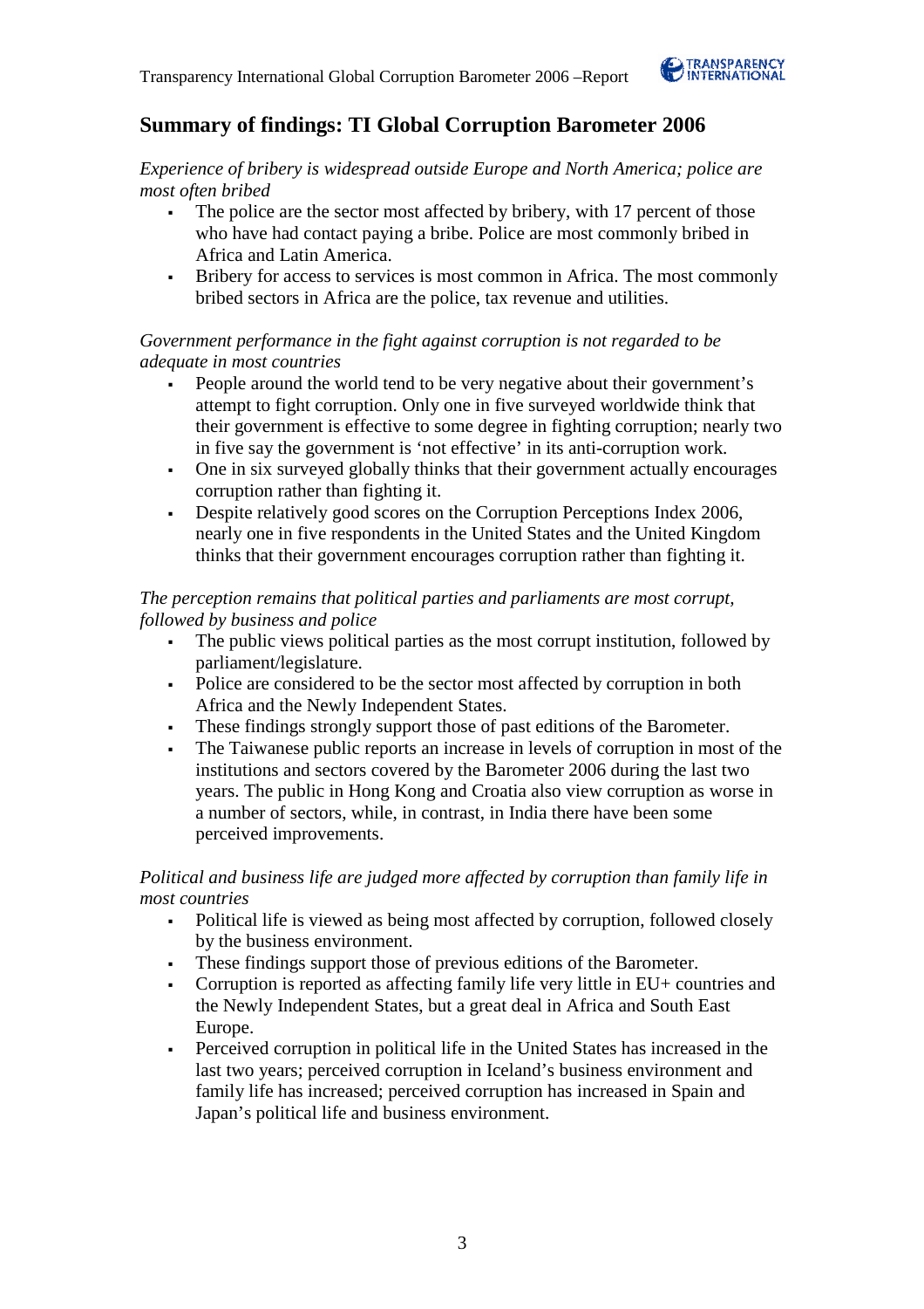## Summary of findings: TI Global Corruption Barometer 2006

*Experience of bribery is widespread outside Europe and North America; police are most often bribed*

- The police are the sector most affected by bribery, with 17 percent of those who have had contact paying a bribe. Police are most commonly bribed in Africa and Latin America.
- Bribery for access to services is most common in Africa. The most commonly bribed sectors in Africa are the police, tax revenue and utilities.

*Government performance in the fight against corruption is not regarded to be adequate in most countries*

- People around the world tend to be very negative about their government's attempt to fight corruption. Only one in five surveyed worldwide think that their government is effective to some degree in fighting corruption; nearly two in five say the government is 'not effective' in its anti-corruption work.
- One in six surveyed globally thinks that their government actually encourages corruption rather than fighting it.
- Despite relatively good scores on the Corruption Perceptions Index 2006, nearly one in five respondents in the United States and the United Kingdom thinks that their government encourages corruption rather than fighting it.

*The perception remains that political parties and parliaments are most corrupt, followed by business and police*

- The public views political parties as the most corrupt institution, followed by parliament/legislature.
- Police are considered to be the sector most affected by corruption in both Africa and the Newly Independent States.
- These findings strongly support those of past editions of the Barometer.
- The Taiwanese public reports an increase in levels of corruption in most of the institutions and sectors covered by the Barometer 2006 during the last two years. The public in Hong Kong and Croatia also view corruption as worse in a number of sectors, while, in contrast, in India there have been some perceived improvements.

*Political and business life are judged more affected by corruption than family life in most countries*

- Political life is viewed as being most affected by corruption, followed closely by the business environment.
- These findings support those of previous editions of the Barometer.
- Corruption is reported as affecting family life very little in EU+ countries and the Newly Independent States, but a great deal in Africa and South East Europe.
- Perceived corruption in political life in the United States has increased in the last two years; perceived corruption in Iceland's business environment and family life has increased; perceived corruption has increased in Spain and Japan's political life and business environment.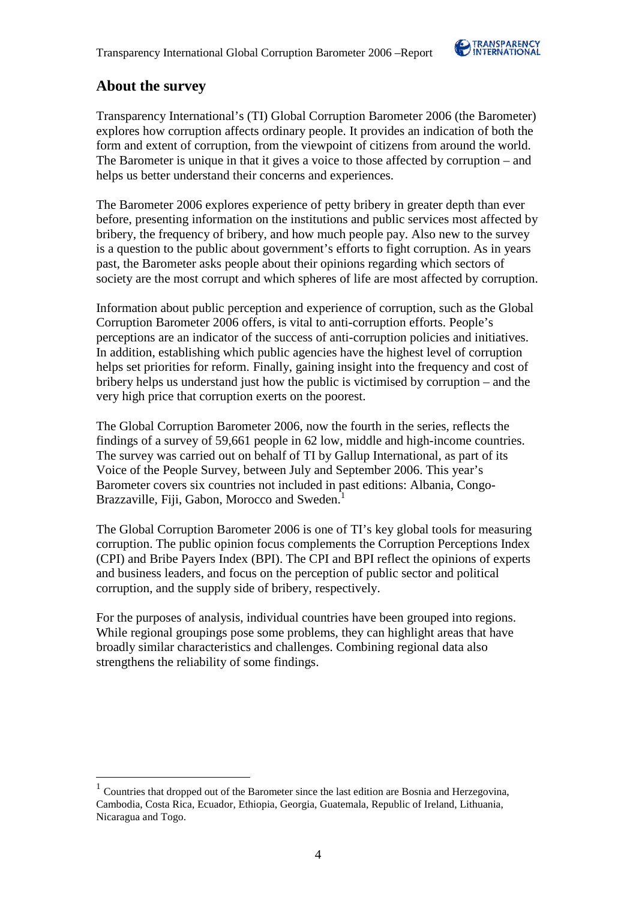## About the survey

Transparency International's (TI) Global Corruption Barometer 2006 (the Barometer) explores how corruption affects ordinary people. It provides an indication of both the form and extent of corruption, from the viewpoint of citizens from around the world. The Barometer is unique in that it gives a voice to those affected by corruption – and helps us better understand their concerns and experiences.

The Barometer 2006 explores experience of petty bribery in greater depth than ever before, presenting information on the institutions and public services most affected by bribery, the frequency of bribery, and how much people pay. Also new to the survey is a question to the public about government's efforts to fight corruption. As in years past, the Barometer asks people about their opinions regarding which sectors of society are the most corrupt and which spheres of life are most affected by corruption.

Information about public perception and experience of corruption, such as the Global Corruption Barometer 2006 offers, is vital to anti-corruption efforts. People's perceptions are an indicator of the success of anti-corruption policies and initiatives. In addition, establishing which public agencies have the highest level of corruption helps set priorities for reform. Finally, gaining insight into the frequency and cost of bribery helps us understand just how the public is victimised by corruption – and the very high price that corruption exerts on the poorest.

The Global Corruption Barometer 2006, now the fourth in the series, reflects the findings of a survey of 59,661 people in 62 low, middle and high-income countries. The survey was carried out on behalf of TI by Gallup International, as part of its Voice of the People Survey, between July and September 2006. This year's Barometer covers six countries not included in past editions: Albania, Congo-Brazzaville, Fiji, Gabon, Morocco and Sweden.[1]

The Global Corruption Barometer 2006 is one of TI's key global tools for measuring corruption. The public opinion focus complements the Corruption Perceptions Index (CPI) and Bribe Payers Index (BPI). The CPI and BPI reflect the opinions of experts and business leaders, and focus on the perception of public sector and political corruption, and the supply side of bribery, respectively.

For the purposes of analysis, individual countries have been grouped into regions. While regional groupings pose some problems, they can highlight areas that have broadly similar characteristics and challenges. Combining regional data also strengthens the reliability of some findings.

---

[1] Countries that dropped out of the Barometer since the last edition are Bosnia and Herzegovina, Cambodia, Costa Rica, Ecuador, Ethiopia, Georgia, Guatemala, Republic of Ireland, Lithuania, Nicaragua and Togo.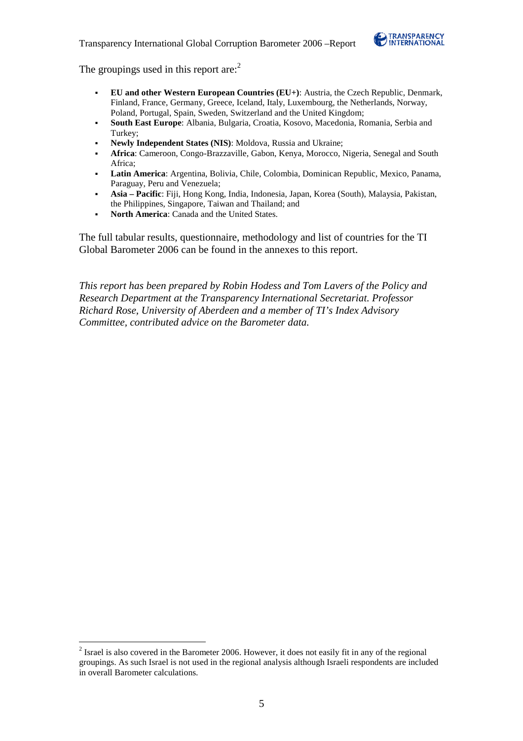The groupings used in this report are:[2]

- **EU and other Western European Countries (EU+)**: Austria, the Czech Republic, Denmark, Finland, France, Germany, Greece, Iceland, Italy, Luxembourg, the Netherlands, Norway, Poland, Portugal, Spain, Sweden, Switzerland and the United Kingdom;
- **South East Europe**: Albania, Bulgaria, Croatia, Kosovo, Macedonia, Romania, Serbia and Turkey;
- **Newly Independent States (NIS)**: Moldova, Russia and Ukraine;
- **Africa**: Cameroon, Congo-Brazzaville, Gabon, Kenya, Morocco, Nigeria, Senegal and South Africa;
- **Latin America**: Argentina, Bolivia, Chile, Colombia, Dominican Republic, Mexico, Panama, Paraguay, Peru and Venezuela;
- **Asia – Pacific**: Fiji, Hong Kong, India, Indonesia, Japan, Korea (South), Malaysia, Pakistan, the Philippines, Singapore, Taiwan and Thailand; and
- **North America**: Canada and the United States.

The full tabular results, questionnaire, methodology and list of countries for the TI Global Barometer 2006 can be found in the annexes to this report.

*This report has been prepared by Robin Hodess and Tom Lavers of the Policy and Research Department at the Transparency International Secretariat. Professor Richard Rose, University of Aberdeen and a member of TI's Index Advisory Committee, contributed advice on the Barometer data.*

[2] Israel is also covered in the Barometer 2006. However, it does not easily fit in any of the regional groupings. As such Israel is not used in the regional analysis although Israeli respondents are included in overall Barometer calculations.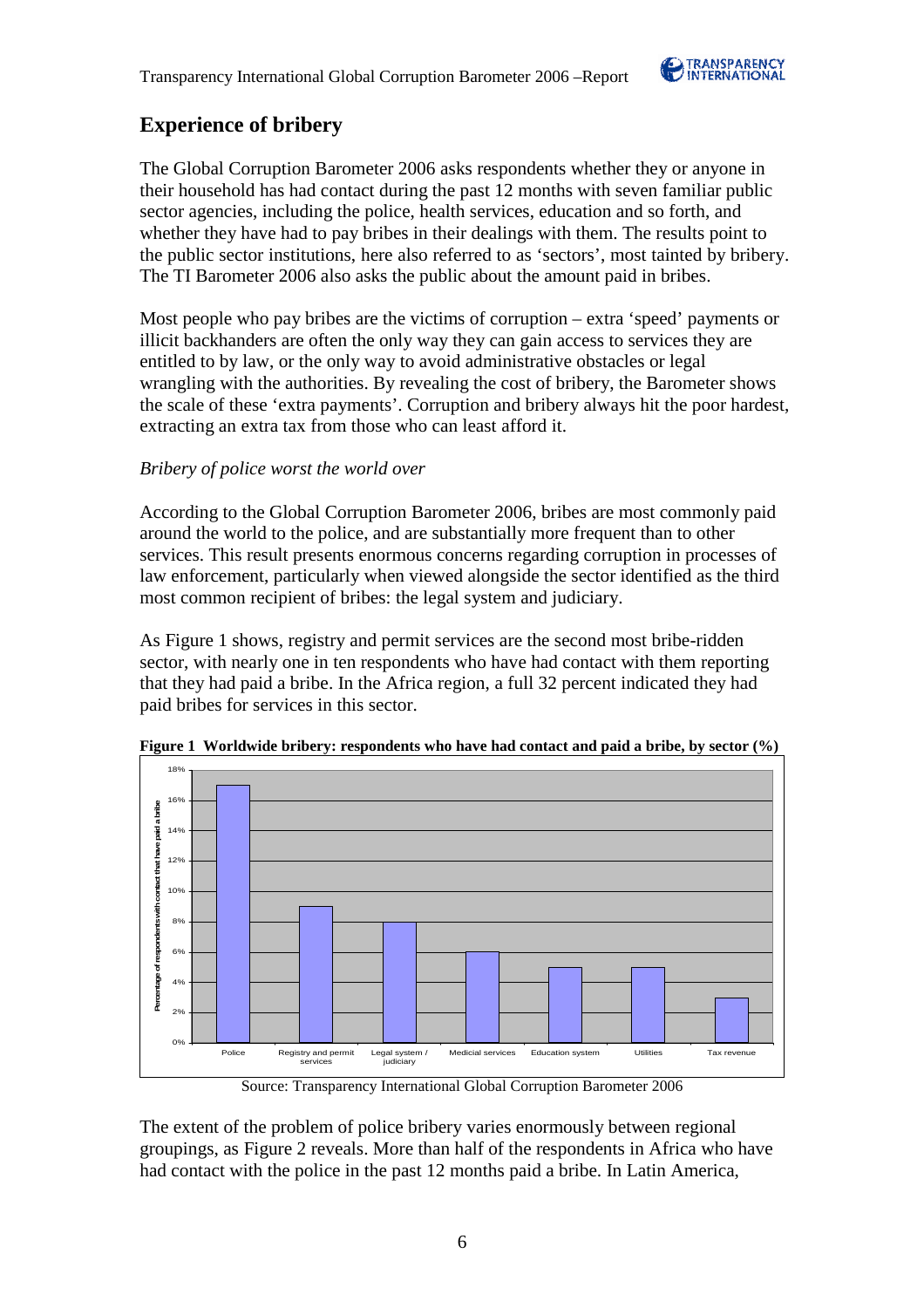## Experience of bribery

The Global Corruption Barometer 2006 asks respondents whether they or anyone in their household has had contact during the past 12 months with seven familiar public sector agencies, including the police, health services, education and so forth, and whether they have had to pay bribes in their dealings with them. The results point to the public sector institutions, here also referred to as 'sectors', most tainted by bribery. The TI Barometer 2006 also asks the public about the amount paid in bribes.

Most people who pay bribes are the victims of corruption – extra 'speed' payments or illicit backhanders are often the only way they can gain access to services they are entitled to by law, or the only way to avoid administrative obstacles or legal wrangling with the authorities. By revealing the cost of bribery, the Barometer shows the scale of these 'extra payments'. Corruption and bribery always hit the poor hardest, extracting an extra tax from those who can least afford it.

*Bribery of police worst the world over*

According to the Global Corruption Barometer 2006, bribes are most commonly paid around the world to the police, and are substantially more frequent than to other services. This result presents enormous concerns regarding corruption in processes of law enforcement, particularly when viewed alongside the sector identified as the third most common recipient of bribes: the legal system and judiciary.

As Figure 1 shows, registry and permit services are the second most bribe-ridden sector, with nearly one in ten respondents who have had contact with them reporting that they had paid a bribe. In the Africa region, a full 32 percent indicated they had paid bribes for services in this sector.

**Figure 1 Worldwide bribery: respondents who have had contact and paid a bribe, by sector (%)**

| Sector | Percentage of respondents with contact that have paid a bribe |
|---|---|
| Police | 17% |
| Registry and permit services | 9% |
| Legal system / judiciary | 8% |
| Medicial services | 6% |
| Education system | 5% |
| Utilities | 5% |
| Tax revenue | 3% |

Source: Transparency International Global Corruption Barometer 2006

The extent of the problem of police bribery varies enormously between regional groupings, as Figure 2 reveals. More than half of the respondents in Africa who have had contact with the police in the past 12 months paid a bribe. In Latin America,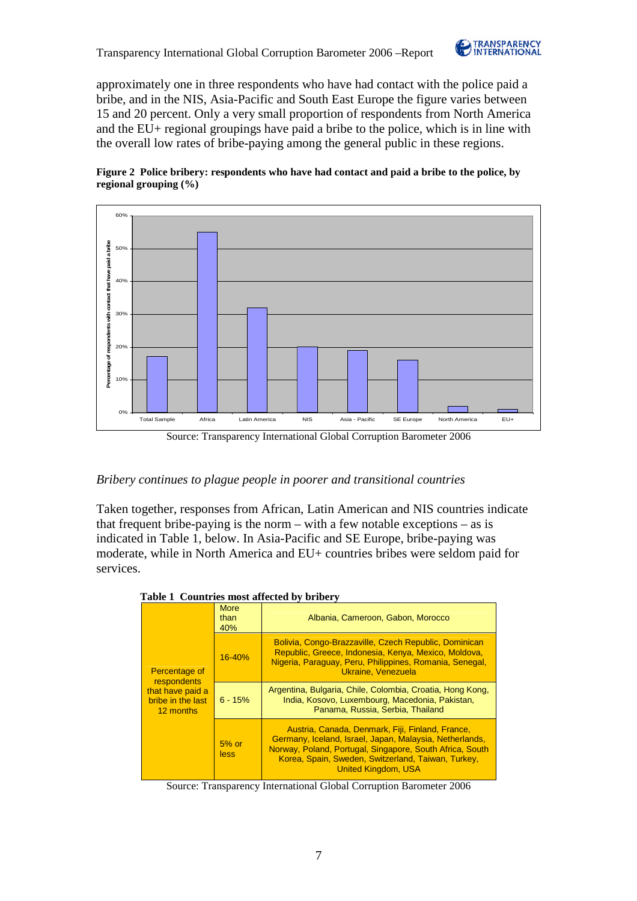approximately one in three respondents who have had contact with the police paid a bribe, and in the NIS, Asia-Pacific and South East Europe the figure varies between 15 and 20 percent. Only a very small proportion of respondents from North America and the EU+ regional groupings have paid a bribe to the police, which is in line with the overall low rates of bribe-paying among the general public in these regions.

**Figure 2 Police bribery: respondents who have had contact and paid a bribe to the police, by regional grouping (%)**

Source: Transparency International Global Corruption Barometer 2006

*Bribery continues to plague people in poorer and transitional countries*

Taken together, responses from African, Latin American and NIS countries indicate that frequent bribe-paying is the norm – with a few notable exceptions – as is indicated in Table 1, below. In Asia-Pacific and SE Europe, bribe-paying was moderate, while in North America and EU+ countries bribes were seldom paid for services.

**Table 1 Countries most affected by bribery**

| | | |
|---|---|---|
| Percentage of respondents that have paid a bribe in the last 12 months | More than 40% | Albania, Cameroon, Gabon, Morocco |
| | 16-40% | Bolivia, Congo-Brazzaville, Czech Republic, Dominican Republic, Greece, Indonesia, Kenya, Mexico, Moldova, Nigeria, Paraguay, Peru, Philippines, Romania, Senegal, Ukraine, Venezuela |
| | 6 - 15% | Argentina, Bulgaria, Chile, Colombia, Croatia, Hong Kong, India, Kosovo, Luxembourg, Macedonia, Pakistan, Panama, Russia, Serbia, Thailand |
| | 5% or less | Austria, Canada, Denmark, Fiji, Finland, France, Germany, Iceland, Israel, Japan, Malaysia, Netherlands, Norway, Poland, Portugal, Singapore, South Africa, South Korea, Spain, Sweden, Switzerland, Taiwan, Turkey, United Kingdom, USA |

Source: Transparency International Global Corruption Barometer 2006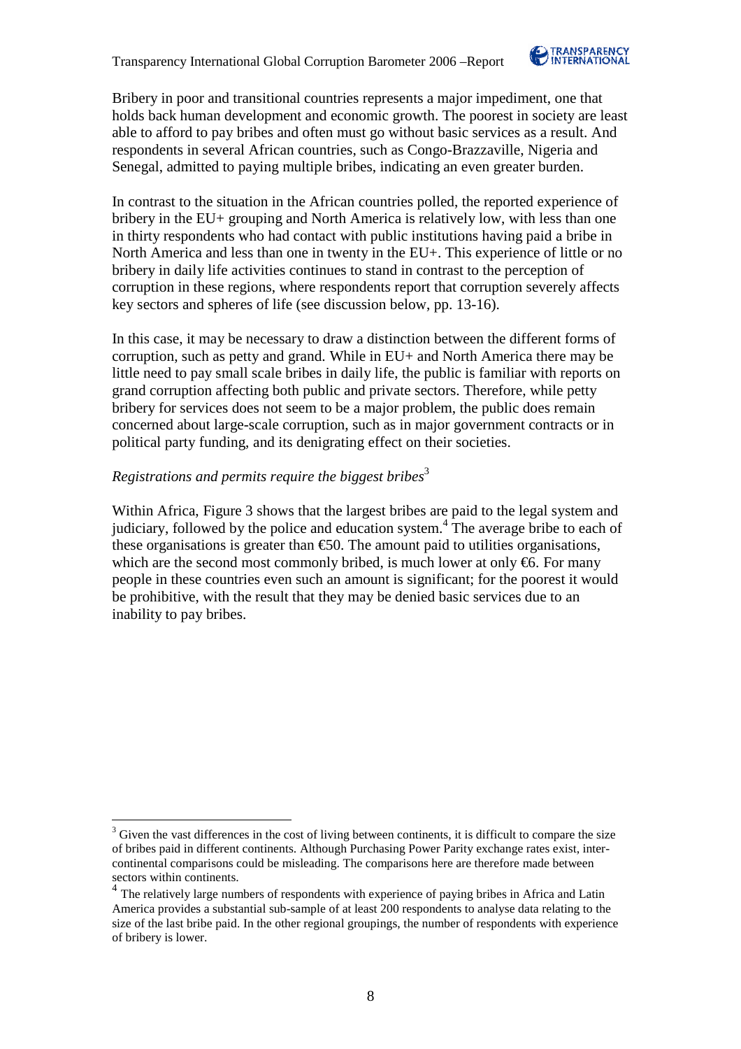Bribery in poor and transitional countries represents a major impediment, one that holds back human development and economic growth. The poorest in society are least able to afford to pay bribes and often must go without basic services as a result. And respondents in several African countries, such as Congo-Brazzaville, Nigeria and Senegal, admitted to paying multiple bribes, indicating an even greater burden.

In contrast to the situation in the African countries polled, the reported experience of bribery in the EU+ grouping and North America is relatively low, with less than one in thirty respondents who had contact with public institutions having paid a bribe in North America and less than one in twenty in the EU+. This experience of little or no bribery in daily life activities continues to stand in contrast to the perception of corruption in these regions, where respondents report that corruption severely affects key sectors and spheres of life (see discussion below, pp. 13-16).

In this case, it may be necessary to draw a distinction between the different forms of corruption, such as petty and grand. While in EU+ and North America there may be little need to pay small scale bribes in daily life, the public is familiar with reports on grand corruption affecting both public and private sectors. Therefore, while petty bribery for services does not seem to be a major problem, the public does remain concerned about large-scale corruption, such as in major government contracts or in political party funding, and its denigrating effect on their societies.

*Registrations and permits require the biggest bribes*[3]

Within Africa, Figure 3 shows that the largest bribes are paid to the legal system and judiciary, followed by the police and education system.[4] The average bribe to each of these organisations is greater than €50. The amount paid to utilities organisations, which are the second most commonly bribed, is much lower at only €6. For many people in these countries even such an amount is significant; for the poorest it would be prohibitive, with the result that they may be denied basic services due to an inability to pay bribes.

---

[3] Given the vast differences in the cost of living between continents, it is difficult to compare the size of bribes paid in different continents. Although Purchasing Power Parity exchange rates exist, inter-continental comparisons could be misleading. The comparisons here are therefore made between sectors within continents.

[4] The relatively large numbers of respondents with experience of paying bribes in Africa and Latin America provides a substantial sub-sample of at least 200 respondents to analyse data relating to the size of the last bribe paid. In the other regional groupings, the number of respondents with experience of bribery is lower.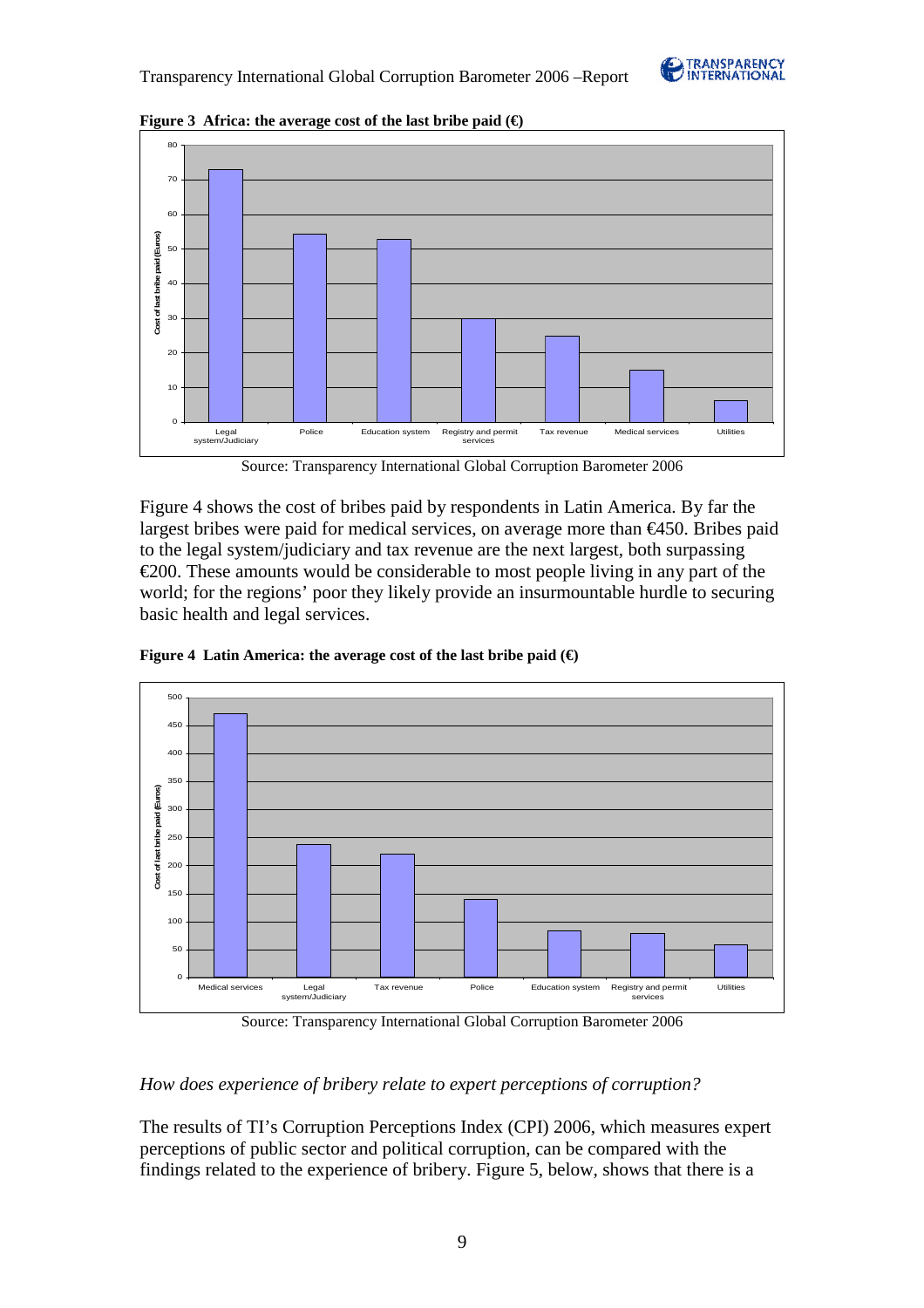**Figure 3 Africa: the average cost of the last bribe paid (€)**

Source: Transparency International Global Corruption Barometer 2006

Figure 4 shows the cost of bribes paid by respondents in Latin America. By far the largest bribes were paid for medical services, on average more than €450. Bribes paid to the legal system/judiciary and tax revenue are the next largest, both surpassing €200. These amounts would be considerable to most people living in any part of the world; for the regions' poor they likely provide an insurmountable hurdle to securing basic health and legal services.

**Figure 4 Latin America: the average cost of the last bribe paid (€)**

Source: Transparency International Global Corruption Barometer 2006

*How does experience of bribery relate to expert perceptions of corruption?*

The results of TI's Corruption Perceptions Index (CPI) 2006, which measures expert perceptions of public sector and political corruption, can be compared with the findings related to the experience of bribery. Figure 5, below, shows that there is a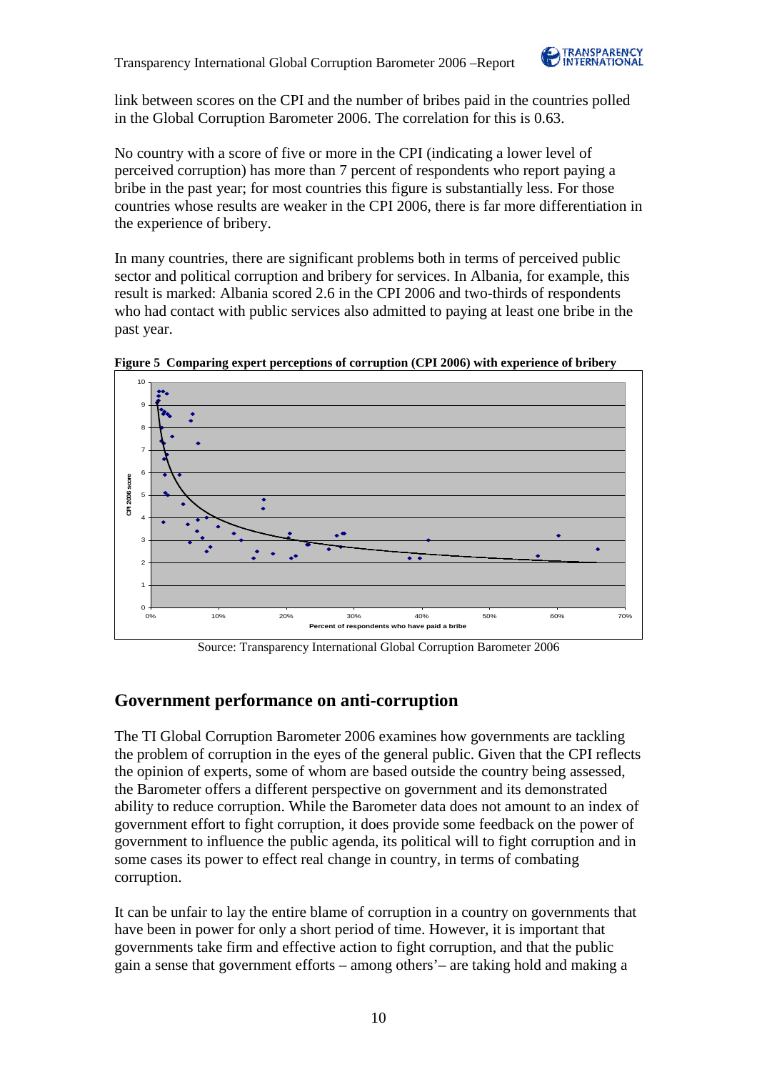link between scores on the CPI and the number of bribes paid in the countries polled in the Global Corruption Barometer 2006. The correlation for this is 0.63.

No country with a score of five or more in the CPI (indicating a lower level of perceived corruption) has more than 7 percent of respondents who report paying a bribe in the past year; for most countries this figure is substantially less. For those countries whose results are weaker in the CPI 2006, there is far more differentiation in the experience of bribery.

In many countries, there are significant problems both in terms of perceived public sector and political corruption and bribery for services. In Albania, for example, this result is marked: Albania scored 2.6 in the CPI 2006 and two-thirds of respondents who had contact with public services also admitted to paying at least one bribe in the past year.

**Figure 5 Comparing expert perceptions of corruption (CPI 2006) with experience of bribery**

Source: Transparency International Global Corruption Barometer 2006

## Government performance on anti-corruption

The TI Global Corruption Barometer 2006 examines how governments are tackling the problem of corruption in the eyes of the general public. Given that the CPI reflects the opinion of experts, some of whom are based outside the country being assessed, the Barometer offers a different perspective on government and its demonstrated ability to reduce corruption. While the Barometer data does not amount to an index of government effort to fight corruption, it does provide some feedback on the power of government to influence the public agenda, its political will to fight corruption and in some cases its power to effect real change in country, in terms of combating corruption.

It can be unfair to lay the entire blame of corruption in a country on governments that have been in power for only a short period of time. However, it is important that governments take firm and effective action to fight corruption, and that the public gain a sense that government efforts – among others'– are taking hold and making a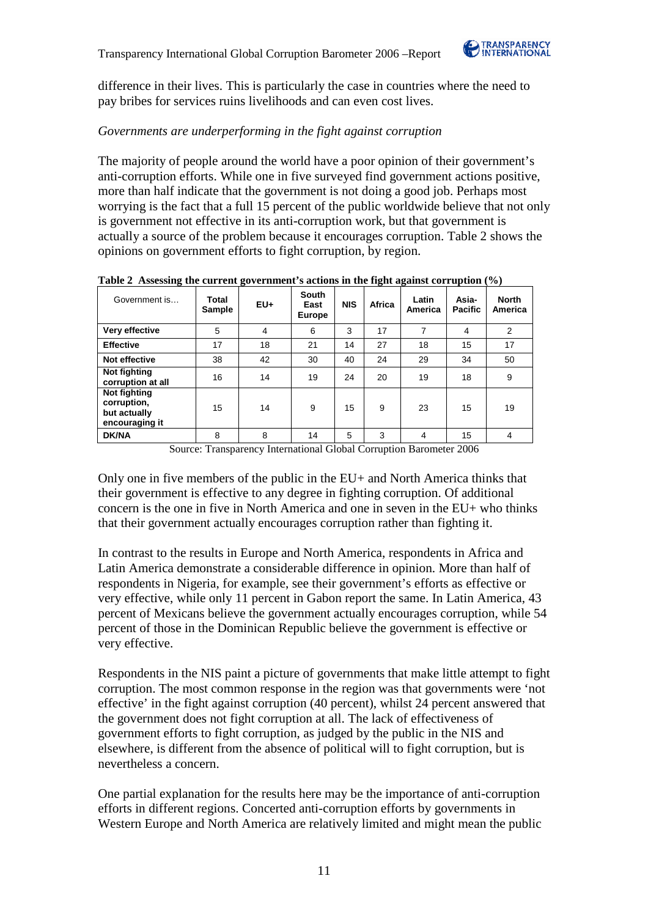difference in their lives. This is particularly the case in countries where the need to pay bribes for services ruins livelihoods and can even cost lives.

*Governments are underperforming in the fight against corruption*

The majority of people around the world have a poor opinion of their government's anti-corruption efforts. While one in five surveyed find government actions positive, more than half indicate that the government is not doing a good job. Perhaps most worrying is the fact that a full 15 percent of the public worldwide believe that not only is government not effective in its anti-corruption work, but that government is actually a source of the problem because it encourages corruption. Table 2 shows the opinions on government efforts to fight corruption, by region.

**Table 2 Assessing the current government's actions in the fight against corruption (%)**

| Government is… | Total Sample | EU+ | South East Europe | NIS | Africa | Latin America | Asia-Pacific | North America |
|---|---|---|---|---|---|---|---|---|
| **Very effective** | 5 | 4 | 6 | 3 | 17 | 7 | 4 | 2 |
| **Effective** | 17 | 18 | 21 | 14 | 27 | 18 | 15 | 17 |
| **Not effective** | 38 | 42 | 30 | 40 | 24 | 29 | 34 | 50 |
| **Not fighting corruption at all** | 16 | 14 | 19 | 24 | 20 | 19 | 18 | 9 |
| **Not fighting corruption, but actually encouraging it** | 15 | 14 | 9 | 15 | 9 | 23 | 15 | 19 |
| **DK/NA** | 8 | 8 | 14 | 5 | 3 | 4 | 15 | 4 |

Source: Transparency International Global Corruption Barometer 2006

Only one in five members of the public in the EU+ and North America thinks that their government is effective to any degree in fighting corruption. Of additional concern is the one in five in North America and one in seven in the EU+ who thinks that their government actually encourages corruption rather than fighting it.

In contrast to the results in Europe and North America, respondents in Africa and Latin America demonstrate a considerable difference in opinion. More than half of respondents in Nigeria, for example, see their government's efforts as effective or very effective, while only 11 percent in Gabon report the same. In Latin America, 43 percent of Mexicans believe the government actually encourages corruption, while 54 percent of those in the Dominican Republic believe the government is effective or very effective.

Respondents in the NIS paint a picture of governments that make little attempt to fight corruption. The most common response in the region was that governments were 'not effective' in the fight against corruption (40 percent), whilst 24 percent answered that the government does not fight corruption at all. The lack of effectiveness of government efforts to fight corruption, as judged by the public in the NIS and elsewhere, is different from the absence of political will to fight corruption, but is nevertheless a concern.

One partial explanation for the results here may be the importance of anti-corruption efforts in different regions. Concerted anti-corruption efforts by governments in Western Europe and North America are relatively limited and might mean the public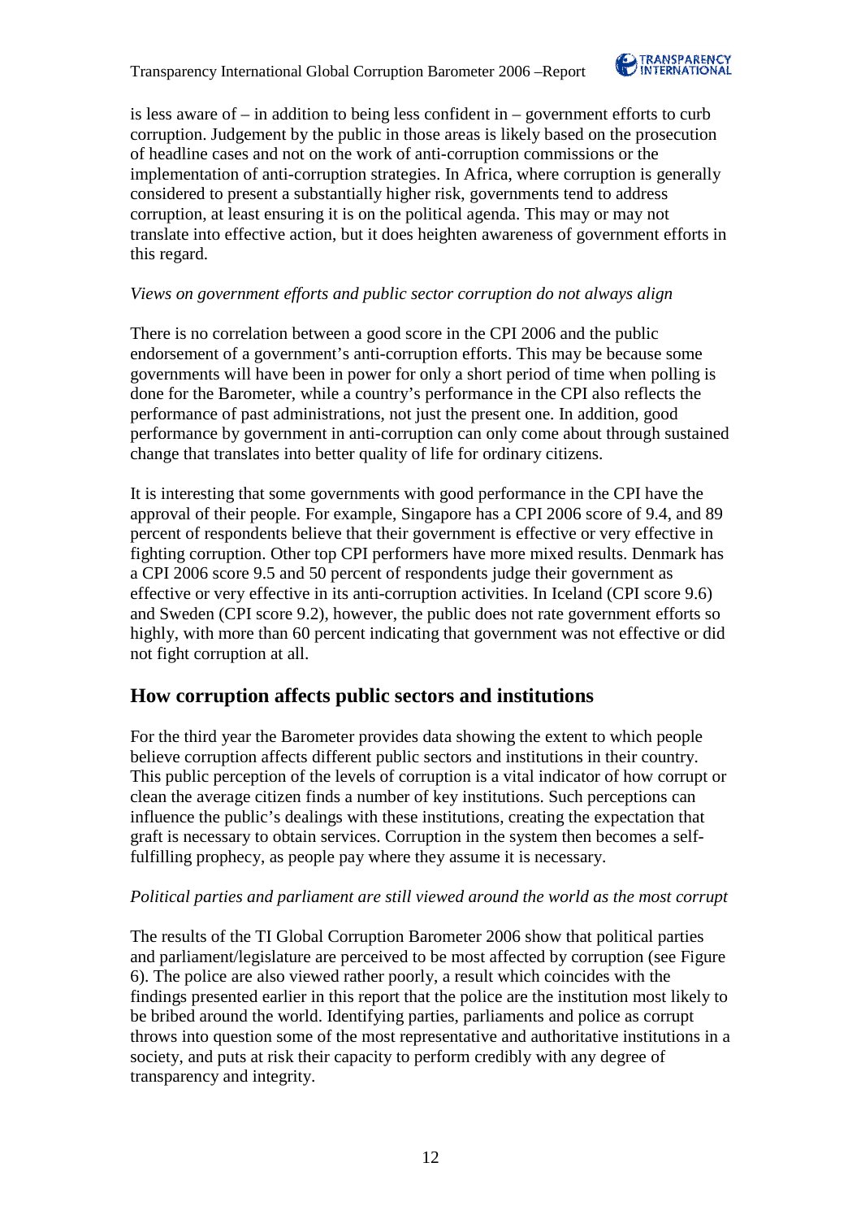is less aware of – in addition to being less confident in – government efforts to curb corruption. Judgement by the public in those areas is likely based on the prosecution of headline cases and not on the work of anti-corruption commissions or the implementation of anti-corruption strategies. In Africa, where corruption is generally considered to present a substantially higher risk, governments tend to address corruption, at least ensuring it is on the political agenda. This may or may not translate into effective action, but it does heighten awareness of government efforts in this regard.

*Views on government efforts and public sector corruption do not always align*

There is no correlation between a good score in the CPI 2006 and the public endorsement of a government's anti-corruption efforts. This may be because some governments will have been in power for only a short period of time when polling is done for the Barometer, while a country's performance in the CPI also reflects the performance of past administrations, not just the present one. In addition, good performance by government in anti-corruption can only come about through sustained change that translates into better quality of life for ordinary citizens.

It is interesting that some governments with good performance in the CPI have the approval of their people. For example, Singapore has a CPI 2006 score of 9.4, and 89 percent of respondents believe that their government is effective or very effective in fighting corruption. Other top CPI performers have more mixed results. Denmark has a CPI 2006 score 9.5 and 50 percent of respondents judge their government as effective or very effective in its anti-corruption activities. In Iceland (CPI score 9.6) and Sweden (CPI score 9.2), however, the public does not rate government efforts so highly, with more than 60 percent indicating that government was not effective or did not fight corruption at all.

## How corruption affects public sectors and institutions

For the third year the Barometer provides data showing the extent to which people believe corruption affects different public sectors and institutions in their country. This public perception of the levels of corruption is a vital indicator of how corrupt or clean the average citizen finds a number of key institutions. Such perceptions can influence the public's dealings with these institutions, creating the expectation that graft is necessary to obtain services. Corruption in the system then becomes a self-fulfilling prophecy, as people pay where they assume it is necessary.

*Political parties and parliament are still viewed around the world as the most corrupt*

The results of the TI Global Corruption Barometer 2006 show that political parties and parliament/legislature are perceived to be most affected by corruption (see Figure 6). The police are also viewed rather poorly, a result which coincides with the findings presented earlier in this report that the police are the institution most likely to be bribed around the world. Identifying parties, parliaments and police as corrupt throws into question some of the most representative and authoritative institutions in a society, and puts at risk their capacity to perform credibly with any degree of transparency and integrity.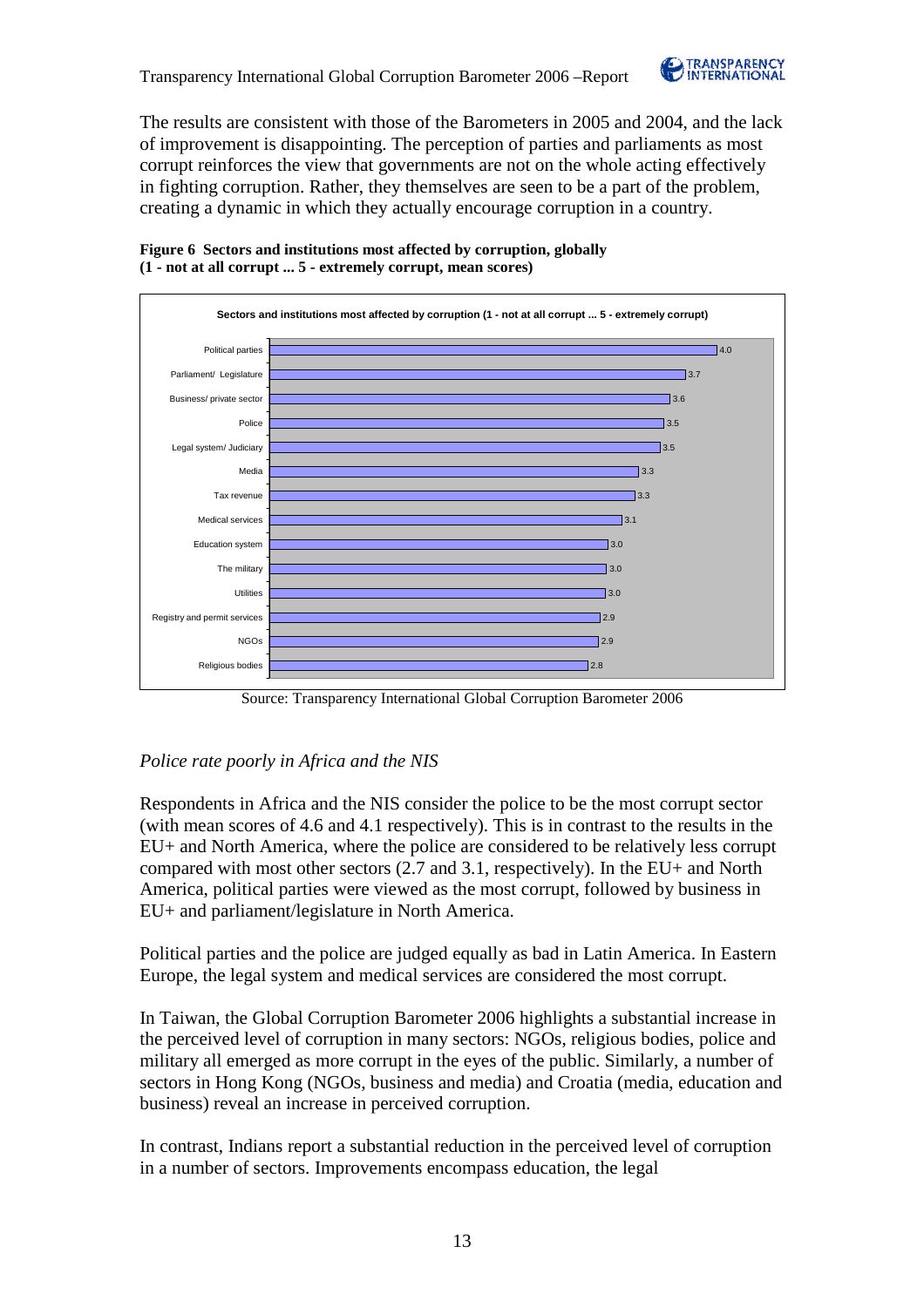The results are consistent with those of the Barometers in 2005 and 2004, and the lack of improvement is disappointing. The perception of parties and parliaments as most corrupt reinforces the view that governments are not on the whole acting effectively in fighting corruption. Rather, they themselves are seen to be a part of the problem, creating a dynamic in which they actually encourage corruption in a country.

**Figure 6 Sectors and institutions most affected by corruption, globally (1 - not at all corrupt ... 5 - extremely corrupt, mean scores)**

Sectors and institutions most affected by corruption (1 - not at all corrupt ... 5 - extremely corrupt)

| Sector/Institution | Mean score |
| --- | --- |
| Political parties | 4.0 |
| Parliament/ Legislature | 3.7 |
| Business/ private sector | 3.6 |
| Police | 3.5 |
| Legal system/ Judiciary | 3.5 |
| Media | 3.3 |
| Tax revenue | 3.3 |
| Medical services | 3.1 |
| Education system | 3.0 |
| The military | 3.0 |
| Utilities | 3.0 |
| Registry and permit services | 2.9 |
| NGOs | 2.9 |
| Religious bodies | 2.8 |

Source: Transparency International Global Corruption Barometer 2006

*Police rate poorly in Africa and the NIS*

Respondents in Africa and the NIS consider the police to be the most corrupt sector (with mean scores of 4.6 and 4.1 respectively). This is in contrast to the results in the EU+ and North America, where the police are considered to be relatively less corrupt compared with most other sectors (2.7 and 3.1, respectively). In the EU+ and North America, political parties were viewed as the most corrupt, followed by business in EU+ and parliament/legislature in North America.

Political parties and the police are judged equally as bad in Latin America. In Eastern Europe, the legal system and medical services are considered the most corrupt.

In Taiwan, the Global Corruption Barometer 2006 highlights a substantial increase in the perceived level of corruption in many sectors: NGOs, religious bodies, police and military all emerged as more corrupt in the eyes of the public. Similarly, a number of sectors in Hong Kong (NGOs, business and media) and Croatia (media, education and business) reveal an increase in perceived corruption.

In contrast, Indians report a substantial reduction in the perceived level of corruption in a number of sectors. Improvements encompass education, the legal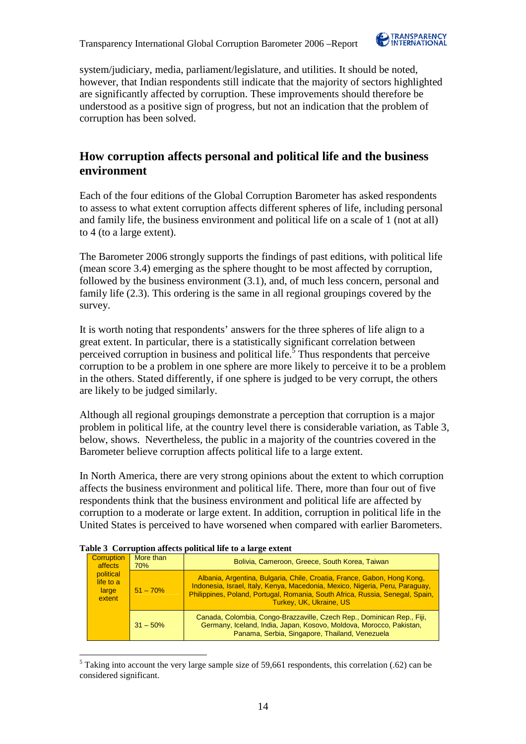system/judiciary, media, parliament/legislature, and utilities. It should be noted, however, that Indian respondents still indicate that the majority of sectors highlighted are significantly affected by corruption. These improvements should therefore be understood as a positive sign of progress, but not an indication that the problem of corruption has been solved.

## How corruption affects personal and political life and the business environment

Each of the four editions of the Global Corruption Barometer has asked respondents to assess to what extent corruption affects different spheres of life, including personal and family life, the business environment and political life on a scale of 1 (not at all) to 4 (to a large extent).

The Barometer 2006 strongly supports the findings of past editions, with political life (mean score 3.4) emerging as the sphere thought to be most affected by corruption, followed by the business environment (3.1), and, of much less concern, personal and family life (2.3). This ordering is the same in all regional groupings covered by the survey.

It is worth noting that respondents' answers for the three spheres of life align to a great extent. In particular, there is a statistically significant correlation between perceived corruption in business and political life.[5] Thus respondents that perceive corruption to be a problem in one sphere are more likely to perceive it to be a problem in the others. Stated differently, if one sphere is judged to be very corrupt, the others are likely to be judged similarly.

Although all regional groupings demonstrate a perception that corruption is a major problem in political life, at the country level there is considerable variation, as Table 3, below, shows. Nevertheless, the public in a majority of the countries covered in the Barometer believe corruption affects political life to a large extent.

In North America, there are very strong opinions about the extent to which corruption affects the business environment and political life. There, more than four out of five respondents think that the business environment and political life are affected by corruption to a moderate or large extent. In addition, corruption in political life in the United States is perceived to have worsened when compared with earlier Barometers.

**Table 3 Corruption affects political life to a large extent**

| | | |
|---|---|---|
| Corruption affects political life to a large extent | More than 70% | Bolivia, Cameroon, Greece, South Korea, Taiwan |
| | 51 – 70% | Albania, Argentina, Bulgaria, Chile, Croatia, France, Gabon, Hong Kong, Indonesia, Israel, Italy, Kenya, Macedonia, Mexico, Nigeria, Peru, Paraguay, Philippines, Poland, Portugal, Romania, South Africa, Russia, Senegal, Spain, Turkey, UK, Ukraine, US |
| | 31 – 50% | Canada, Colombia, Congo-Brazzaville, Czech Rep., Dominican Rep., Fiji, Germany, Iceland, India, Japan, Kosovo, Moldova, Morocco, Pakistan, Panama, Serbia, Singapore, Thailand, Venezuela |

[5] Taking into account the very large sample size of 59,661 respondents, this correlation (.62) can be considered significant.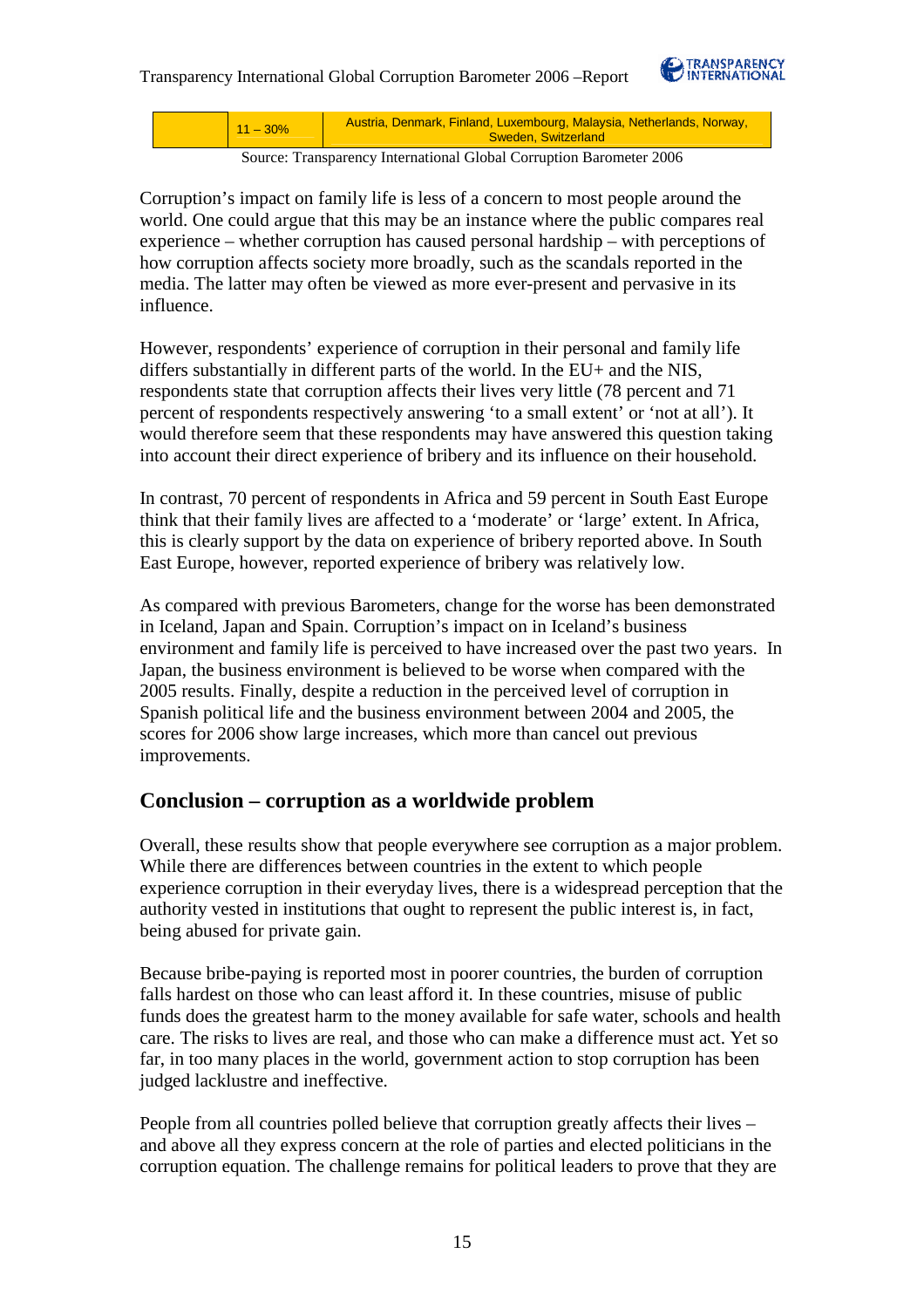|  | 11 – 30% | Austria, Denmark, Finland, Luxembourg, Malaysia, Netherlands, Norway, Sweden, Switzerland |
| --- | --- | --- |

Source: Transparency International Global Corruption Barometer 2006

Corruption's impact on family life is less of a concern to most people around the world. One could argue that this may be an instance where the public compares real experience – whether corruption has caused personal hardship – with perceptions of how corruption affects society more broadly, such as the scandals reported in the media. The latter may often be viewed as more ever-present and pervasive in its influence.

However, respondents' experience of corruption in their personal and family life differs substantially in different parts of the world. In the EU+ and the NIS, respondents state that corruption affects their lives very little (78 percent and 71 percent of respondents respectively answering 'to a small extent' or 'not at all'). It would therefore seem that these respondents may have answered this question taking into account their direct experience of bribery and its influence on their household.

In contrast, 70 percent of respondents in Africa and 59 percent in South East Europe think that their family lives are affected to a 'moderate' or 'large' extent. In Africa, this is clearly support by the data on experience of bribery reported above. In South East Europe, however, reported experience of bribery was relatively low.

As compared with previous Barometers, change for the worse has been demonstrated in Iceland, Japan and Spain. Corruption's impact on in Iceland's business environment and family life is perceived to have increased over the past two years. In Japan, the business environment is believed to be worse when compared with the 2005 results. Finally, despite a reduction in the perceived level of corruption in Spanish political life and the business environment between 2004 and 2005, the scores for 2006 show large increases, which more than cancel out previous improvements.

## Conclusion – corruption as a worldwide problem

Overall, these results show that people everywhere see corruption as a major problem. While there are differences between countries in the extent to which people experience corruption in their everyday lives, there is a widespread perception that the authority vested in institutions that ought to represent the public interest is, in fact, being abused for private gain.

Because bribe-paying is reported most in poorer countries, the burden of corruption falls hardest on those who can least afford it. In these countries, misuse of public funds does the greatest harm to the money available for safe water, schools and health care. The risks to lives are real, and those who can make a difference must act. Yet so far, in too many places in the world, government action to stop corruption has been judged lacklustre and ineffective.

People from all countries polled believe that corruption greatly affects their lives – and above all they express concern at the role of parties and elected politicians in the corruption equation. The challenge remains for political leaders to prove that they are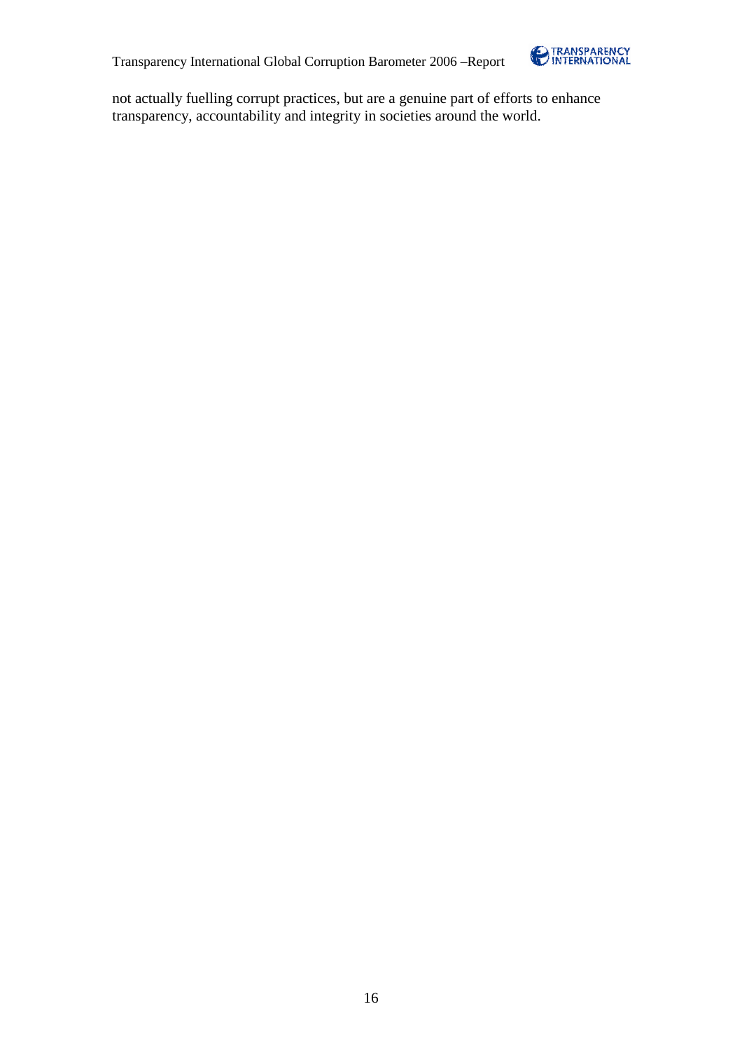not actually fuelling corrupt practices, but are a genuine part of efforts to enhance transparency, accountability and integrity in societies around the world.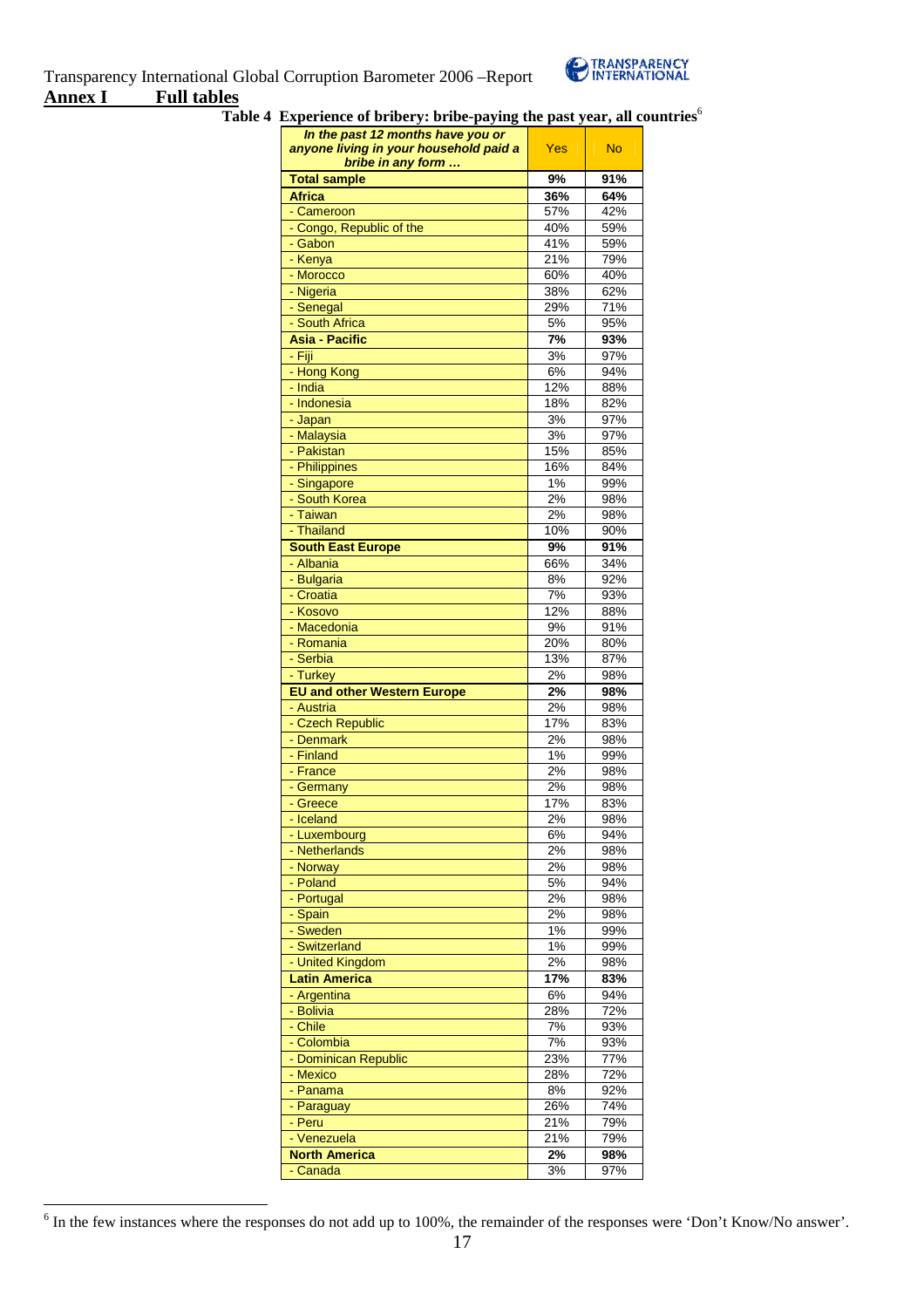Transparency International Global Corruption Barometer 2006 –Report

## Annex I Full tables

### Table 4 Experience of bribery: bribe-paying the past year, all countries[6]

| *In the past 12 months have you or anyone living in your household paid a bribe in any form …* | Yes | No |
|---|---|---|
| **Total sample** | **9%** | **91%** |
| **Africa** | **36%** | **64%** |
| - Cameroon | 57% | 42% |
| - Congo, Republic of the | 40% | 59% |
| - Gabon | 41% | 59% |
| - Kenya | 21% | 79% |
| - Morocco | 60% | 40% |
| - Nigeria | 38% | 62% |
| - Senegal | 29% | 71% |
| - South Africa | 5% | 95% |
| **Asia - Pacific** | **7%** | **93%** |
| - Fiji | 3% | 97% |
| - Hong Kong | 6% | 94% |
| - India | 12% | 88% |
| - Indonesia | 18% | 82% |
| - Japan | 3% | 97% |
| - Malaysia | 3% | 97% |
| - Pakistan | 15% | 85% |
| - Philippines | 16% | 84% |
| - Singapore | 1% | 99% |
| - South Korea | 2% | 98% |
| - Taiwan | 2% | 98% |
| - Thailand | 10% | 90% |
| **South East Europe** | **9%** | **91%** |
| - Albania | 66% | 34% |
| - Bulgaria | 8% | 92% |
| - Croatia | 7% | 93% |
| - Kosovo | 12% | 88% |
| - Macedonia | 9% | 91% |
| - Romania | 20% | 80% |
| - Serbia | 13% | 87% |
| - Turkey | 2% | 98% |
| **EU and other Western Europe** | **2%** | **98%** |
| - Austria | 2% | 98% |
| - Czech Republic | 17% | 83% |
| - Denmark | 2% | 98% |
| - Finland | 1% | 99% |
| - France | 2% | 98% |
| - Germany | 2% | 98% |
| - Greece | 17% | 83% |
| - Iceland | 2% | 98% |
| - Luxembourg | 6% | 94% |
| - Netherlands | 2% | 98% |
| - Norway | 2% | 98% |
| - Poland | 5% | 94% |
| - Portugal | 2% | 98% |
| - Spain | 2% | 98% |
| - Sweden | 1% | 99% |
| - Switzerland | 1% | 99% |
| - United Kingdom | 2% | 98% |
| **Latin America** | **17%** | **83%** |
| - Argentina | 6% | 94% |
| - Bolivia | 28% | 72% |
| - Chile | 7% | 93% |
| - Colombia | 7% | 93% |
| - Dominican Republic | 23% | 77% |
| - Mexico | 28% | 72% |
| - Panama | 8% | 92% |
| - Paraguay | 26% | 74% |
| - Peru | 21% | 79% |
| - Venezuela | 21% | 79% |
| **North America** | **2%** | **98%** |
| - Canada | 3% | 97% |

[6] In the few instances where the responses do not add up to 100%, the remainder of the responses were 'Don't Know/No answer'.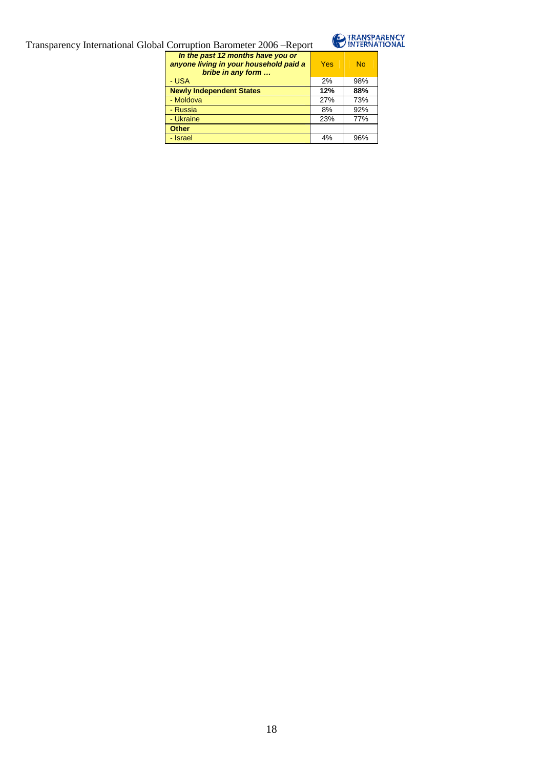| *In the past 12 months have you or anyone living in your household paid a bribe in any form …* | Yes | No |
|---|---|---|
| - USA | 2% | 98% |
| **Newly Independent States** | **12%** | **88%** |
| - Moldova | 27% | 73% |
| - Russia | 8% | 92% |
| - Ukraine | 23% | 77% |
| **Other** | | |
| - Israel | 4% | 96% |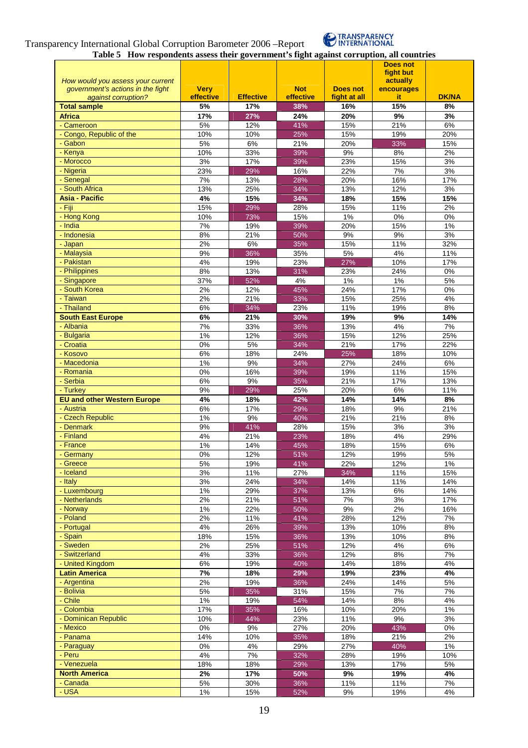Transparency International Global Corruption Barometer 2006 –Report

**Table 5 How respondents assess their government's fight against corruption, all countries**

| *How would you assess your current government's actions in the fight against corruption?* | Very effective | Effective | Not effective | Does not fight at all | Does not fight but actually encourages it | DK/NA |
|---|---|---|---|---|---|---|
| **Total sample** | **5%** | **17%** | **38%** | **16%** | **15%** | **8%** |
| **Africa** | **17%** | **27%** | **24%** | **20%** | **9%** | **3%** |
| - Cameroon | 5% | 12% | 41% | 15% | 21% | 6% |
| - Congo, Republic of the | 10% | 10% | 25% | 15% | 19% | 20% |
| - Gabon | 5% | 6% | 21% | 20% | 33% | 15% |
| - Kenya | 10% | 33% | 39% | 9% | 8% | 2% |
| - Morocco | 3% | 17% | 39% | 23% | 15% | 3% |
| - Nigeria | 23% | 29% | 16% | 22% | 7% | 3% |
| - Senegal | 7% | 13% | 28% | 20% | 16% | 17% |
| - South Africa | 13% | 25% | 34% | 13% | 12% | 3% |
| **Asia - Pacific** | **4%** | **15%** | **34%** | **18%** | **15%** | **15%** |
| - Fiji | 15% | 29% | 28% | 15% | 11% | 2% |
| - Hong Kong | 10% | 73% | 15% | 1% | 0% | 0% |
| - India | 7% | 19% | 39% | 20% | 15% | 1% |
| - Indonesia | 8% | 21% | 50% | 9% | 9% | 3% |
| - Japan | 2% | 6% | 35% | 15% | 11% | 32% |
| - Malaysia | 9% | 36% | 35% | 5% | 4% | 11% |
| - Pakistan | 4% | 19% | 23% | 27% | 10% | 17% |
| - Philippines | 8% | 13% | 31% | 23% | 24% | 0% |
| - Singapore | 37% | 52% | 4% | 1% | 1% | 5% |
| - South Korea | 2% | 12% | 45% | 24% | 17% | 0% |
| - Taiwan | 2% | 21% | 33% | 15% | 25% | 4% |
| - Thailand | 6% | 34% | 23% | 11% | 19% | 8% |
| **South East Europe** | **6%** | **21%** | **30%** | **19%** | **9%** | **14%** |
| - Albania | 7% | 33% | 36% | 13% | 4% | 7% |
| - Bulgaria | 1% | 12% | 36% | 15% | 12% | 25% |
| - Croatia | 0% | 5% | 34% | 21% | 17% | 22% |
| - Kosovo | 6% | 18% | 24% | 25% | 18% | 10% |
| - Macedonia | 1% | 9% | 34% | 27% | 24% | 6% |
| - Romania | 0% | 16% | 39% | 19% | 11% | 15% |
| - Serbia | 6% | 9% | 35% | 21% | 17% | 13% |
| - Turkey | 9% | 29% | 25% | 20% | 6% | 11% |
| **EU and other Western Europe** | **4%** | **18%** | **42%** | **14%** | **14%** | **8%** |
| - Austria | 6% | 17% | 29% | 18% | 9% | 21% |
| - Czech Republic | 1% | 9% | 40% | 21% | 21% | 8% |
| - Denmark | 9% | 41% | 28% | 15% | 3% | 3% |
| - Finland | 4% | 21% | 23% | 18% | 4% | 29% |
| - France | 1% | 14% | 45% | 18% | 15% | 6% |
| - Germany | 0% | 12% | 51% | 12% | 19% | 5% |
| - Greece | 5% | 19% | 41% | 22% | 12% | 1% |
| - Iceland | 3% | 11% | 27% | 34% | 11% | 15% |
| - Italy | 3% | 24% | 34% | 14% | 11% | 14% |
| - Luxembourg | 1% | 29% | 37% | 13% | 6% | 14% |
| - Netherlands | 2% | 21% | 51% | 7% | 3% | 17% |
| - Norway | 1% | 22% | 50% | 9% | 2% | 16% |
| - Poland | 2% | 11% | 41% | 28% | 12% | 7% |
| - Portugal | 4% | 26% | 39% | 13% | 10% | 8% |
| - Spain | 18% | 15% | 36% | 13% | 10% | 8% |
| - Sweden | 2% | 25% | 51% | 12% | 4% | 6% |
| - Switzerland | 4% | 33% | 36% | 12% | 8% | 7% |
| - United Kingdom | 6% | 19% | 40% | 14% | 18% | 4% |
| **Latin America** | **7%** | **18%** | **29%** | **19%** | **23%** | **4%** |
| - Argentina | 2% | 19% | 36% | 24% | 14% | 5% |
| - Bolivia | 5% | 35% | 31% | 15% | 7% | 7% |
| - Chile | 1% | 19% | 54% | 14% | 8% | 4% |
| - Colombia | 17% | 35% | 16% | 10% | 20% | 1% |
| - Dominican Republic | 10% | 44% | 23% | 11% | 9% | 3% |
| - Mexico | 0% | 9% | 27% | 20% | 43% | 0% |
| - Panama | 14% | 10% | 35% | 18% | 21% | 2% |
| - Paraguay | 0% | 4% | 29% | 27% | 40% | 1% |
| - Peru | 4% | 7% | 32% | 28% | 19% | 10% |
| - Venezuela | 18% | 18% | 29% | 13% | 17% | 5% |
| **North America** | **2%** | **17%** | **50%** | **9%** | **19%** | **4%** |
| - Canada | 5% | 30% | 36% | 11% | 11% | 7% |
| - USA | 1% | 15% | 52% | 9% | 19% | 4% |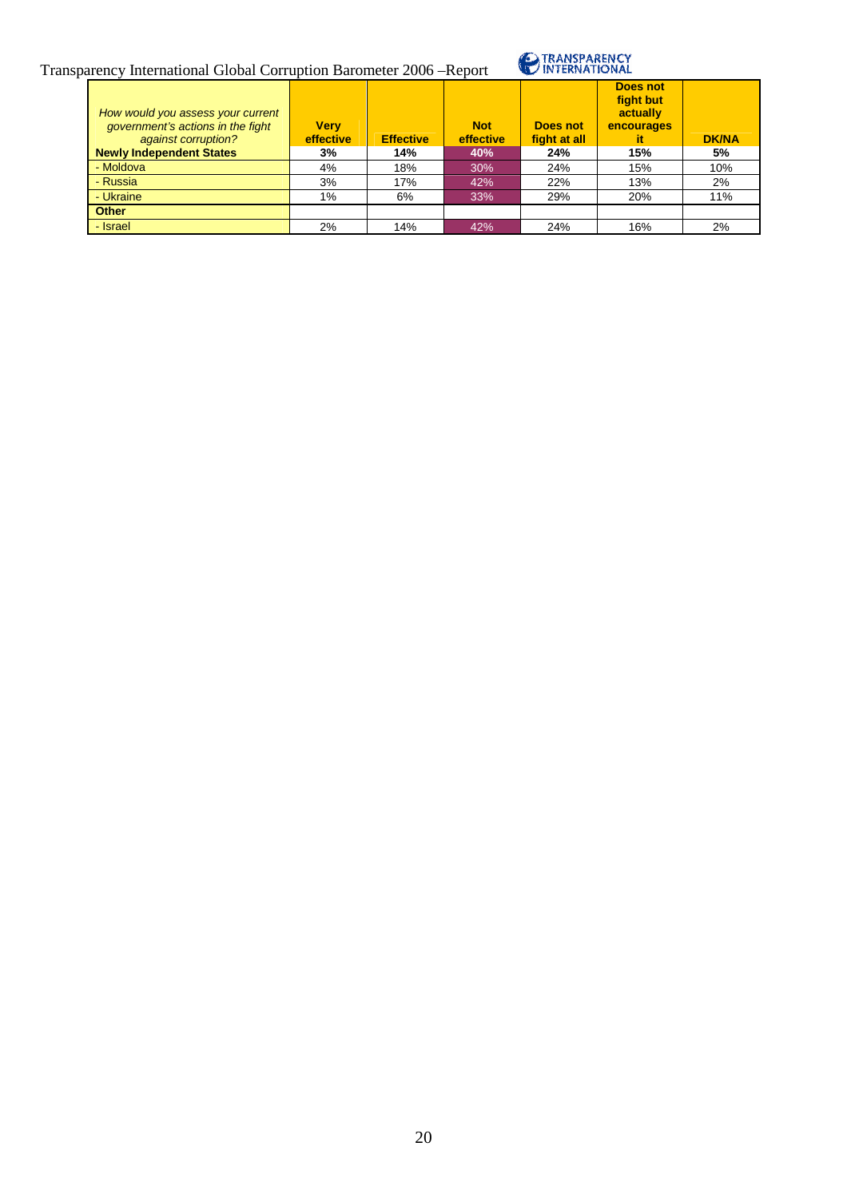| *How would you assess your current government's actions in the fight against corruption?* | **Very effective** | **Effective** | **Not effective** | **Does not fight at all** | **Does not fight but actually encourages it** | **DK/NA** |
|---|---|---|---|---|---|---|
| **Newly Independent States** | **3%** | **14%** | **40%** | **24%** | **15%** | **5%** |
| - Moldova | 4% | 18% | 30% | 24% | 15% | 10% |
| - Russia | 3% | 17% | 42% | 22% | 13% | 2% |
| - Ukraine | 1% | 6% | 33% | 29% | 20% | 11% |
| **Other** | | | | | | |
| - Israel | 2% | 14% | 42% | 24% | 16% | 2% |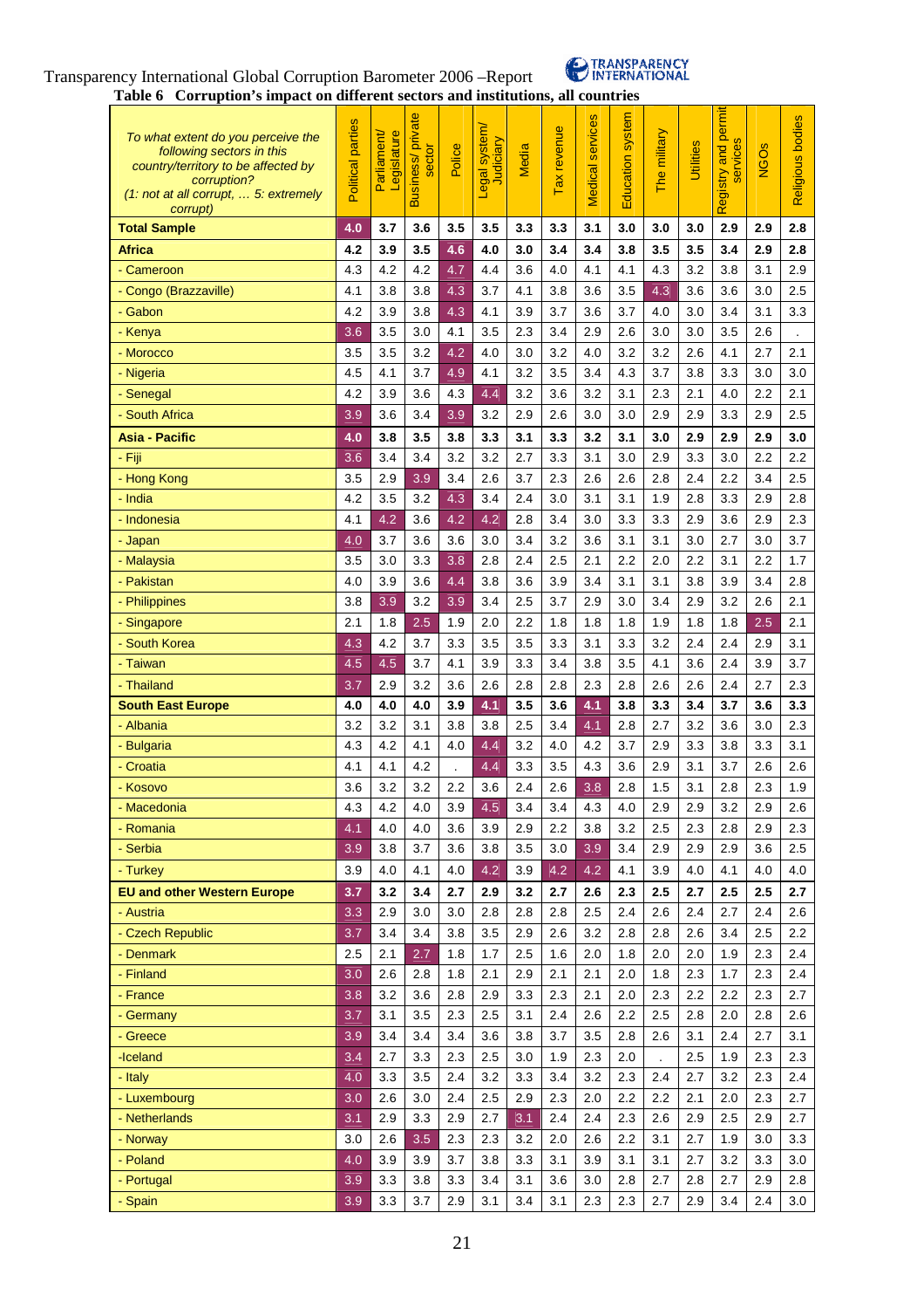Transparency International Global Corruption Barometer 2006 –Report

**Table 6 Corruption's impact on different sectors and institutions, all countries**

| *To what extent do you perceive the following sectors in this country/territory to be affected by corruption? (1: not at all corrupt, … 5: extremely corrupt)* | Political parties | Parliament/ Legislature | Business/ private sector | Police | Legal system/ Judiciary | Media | Tax revenue | Medical services | Education system | The military | Utilities | Registry and permit services | NGOs | Religious bodies |
|---|---|---|---|---|---|---|---|---|---|---|---|---|---|---|
| **Total Sample** | **4.0** | **3.7** | **3.6** | **3.5** | **3.5** | **3.3** | **3.3** | **3.1** | **3.0** | **3.0** | **3.0** | **2.9** | **2.9** | **2.8** |
| **Africa** | **4.2** | **3.9** | **3.5** | **4.6** | **4.0** | **3.0** | **3.4** | **3.4** | **3.8** | **3.5** | **3.5** | **3.4** | **2.9** | **2.8** |
| - Cameroon | 4.3 | 4.2 | 4.2 | 4.7 | 4.4 | 3.6 | 4.0 | 4.1 | 4.1 | 4.3 | 3.2 | 3.8 | 3.1 | 2.9 |
| - Congo (Brazzaville) | 4.1 | 3.8 | 3.8 | 4.3 | 3.7 | 4.1 | 3.8 | 3.6 | 3.5 | 4.3 | 3.6 | 3.6 | 3.0 | 2.5 |
| - Gabon | 4.2 | 3.9 | 3.8 | 4.3 | 4.1 | 3.9 | 3.7 | 3.6 | 3.7 | 4.0 | 3.0 | 3.4 | 3.1 | 3.3 |
| - Kenya | 3.6 | 3.5 | 3.0 | 4.1 | 3.5 | 2.3 | 3.4 | 2.9 | 2.6 | 3.0 | 3.0 | 3.5 | 2.6 | . |
| - Morocco | 3.5 | 3.5 | 3.2 | 4.2 | 4.0 | 3.0 | 3.2 | 4.0 | 3.2 | 3.2 | 2.6 | 4.1 | 2.7 | 2.1 |
| - Nigeria | 4.5 | 4.1 | 3.7 | 4.9 | 4.1 | 3.2 | 3.5 | 3.4 | 4.3 | 3.7 | 3.8 | 3.3 | 3.0 | 3.0 |
| - Senegal | 4.2 | 3.9 | 3.6 | 4.3 | 4.4 | 3.2 | 3.6 | 3.2 | 3.1 | 2.3 | 2.1 | 4.0 | 2.2 | 2.1 |
| - South Africa | 3.9 | 3.6 | 3.4 | 3.9 | 3.2 | 2.9 | 2.6 | 3.0 | 3.0 | 2.9 | 2.9 | 3.3 | 2.9 | 2.5 |
| **Asia - Pacific** | **4.0** | **3.8** | **3.5** | **3.8** | **3.3** | **3.1** | **3.3** | **3.2** | **3.1** | **3.0** | **2.9** | **2.9** | **2.9** | **3.0** |
| - Fiji | 3.6 | 3.4 | 3.4 | 3.2 | 3.2 | 2.7 | 3.3 | 3.1 | 3.0 | 2.9 | 3.3 | 3.0 | 2.2 | 2.2 |
| - Hong Kong | 3.5 | 2.9 | 3.9 | 3.4 | 2.6 | 3.7 | 2.3 | 2.6 | 2.6 | 2.8 | 2.4 | 2.2 | 3.4 | 2.5 |
| - India | 4.2 | 3.5 | 3.2 | 4.3 | 3.4 | 2.4 | 3.0 | 3.1 | 3.1 | 1.9 | 2.8 | 3.3 | 2.9 | 2.8 |
| - Indonesia | 4.1 | 4.2 | 3.6 | 4.2 | 4.2 | 2.8 | 3.4 | 3.0 | 3.3 | 3.3 | 2.9 | 3.6 | 2.9 | 2.3 |
| - Japan | 4.0 | 3.7 | 3.6 | 3.6 | 3.0 | 3.4 | 3.2 | 3.6 | 3.1 | 3.1 | 3.0 | 2.7 | 3.0 | 3.7 |
| - Malaysia | 3.5 | 3.0 | 3.3 | 3.8 | 2.8 | 2.4 | 2.5 | 2.1 | 2.2 | 2.0 | 2.2 | 3.1 | 2.2 | 1.7 |
| - Pakistan | 4.0 | 3.9 | 3.6 | 4.4 | 3.8 | 3.6 | 3.9 | 3.4 | 3.1 | 3.1 | 3.8 | 3.9 | 3.4 | 2.8 |
| - Philippines | 3.8 | 3.9 | 3.2 | 3.9 | 3.4 | 2.5 | 3.7 | 2.9 | 3.0 | 3.4 | 2.9 | 3.2 | 2.6 | 2.1 |
| - Singapore | 2.1 | 1.8 | 2.5 | 1.9 | 2.0 | 2.2 | 1.8 | 1.8 | 1.8 | 1.9 | 1.8 | 1.8 | 2.5 | 2.1 |
| - South Korea | 4.3 | 4.2 | 3.7 | 3.3 | 3.5 | 3.5 | 3.3 | 3.1 | 3.3 | 3.2 | 2.4 | 2.4 | 2.9 | 3.1 |
| - Taiwan | 4.5 | 4.5 | 3.7 | 4.1 | 3.9 | 3.3 | 3.4 | 3.8 | 3.5 | 4.1 | 3.6 | 2.4 | 3.9 | 3.7 |
| - Thailand | 3.7 | 2.9 | 3.2 | 3.6 | 2.6 | 2.8 | 2.8 | 2.3 | 2.8 | 2.6 | 2.6 | 2.4 | 2.7 | 2.3 |
| **South East Europe** | **4.0** | **4.0** | **4.0** | **3.9** | **4.1** | **3.5** | **3.6** | **4.1** | **3.8** | **3.3** | **3.4** | **3.7** | **3.6** | **3.3** |
| - Albania | 3.2 | 3.2 | 3.1 | 3.8 | 3.8 | 2.5 | 3.4 | 4.1 | 2.8 | 2.7 | 3.2 | 3.6 | 3.0 | 2.3 |
| - Bulgaria | 4.3 | 4.2 | 4.1 | 4.0 | 4.4 | 3.2 | 4.0 | 4.2 | 3.7 | 2.9 | 3.3 | 3.8 | 3.3 | 3.1 |
| - Croatia | 4.1 | 4.1 | 4.2 | . | 4.4 | 3.3 | 3.5 | 4.3 | 3.6 | 2.9 | 3.1 | 3.7 | 2.6 | 2.6 |
| - Kosovo | 3.6 | 3.2 | 3.2 | 2.2 | 3.6 | 2.4 | 2.6 | 3.8 | 2.8 | 1.5 | 3.1 | 2.8 | 2.3 | 1.9 |
| - Macedonia | 4.3 | 4.2 | 4.0 | 3.9 | 4.5 | 3.4 | 3.4 | 4.3 | 4.0 | 2.9 | 2.9 | 3.2 | 2.9 | 2.6 |
| - Romania | 4.1 | 4.0 | 4.0 | 3.6 | 3.9 | 2.9 | 2.2 | 3.8 | 3.2 | 2.5 | 2.3 | 2.8 | 2.9 | 2.3 |
| - Serbia | 3.9 | 3.8 | 3.7 | 3.6 | 3.8 | 3.5 | 3.0 | 3.9 | 3.4 | 2.9 | 2.9 | 2.9 | 3.6 | 2.5 |
| - Turkey | 3.9 | 4.0 | 4.1 | 4.0 | 4.2 | 3.9 | 4.2 | 4.2 | 4.1 | 3.9 | 4.0 | 4.1 | 4.0 | 4.0 |
| **EU and other Western Europe** | **3.7** | **3.2** | **3.4** | **2.7** | **2.9** | **3.2** | **2.7** | **2.6** | **2.3** | **2.5** | **2.7** | **2.5** | **2.5** | **2.7** |
| - Austria | 3.3 | 2.9 | 3.0 | 3.0 | 2.8 | 2.8 | 2.8 | 2.5 | 2.4 | 2.6 | 2.4 | 2.7 | 2.4 | 2.6 |
| - Czech Republic | 3.7 | 3.4 | 3.4 | 3.8 | 3.5 | 2.9 | 2.6 | 3.2 | 2.8 | 2.8 | 2.6 | 3.4 | 2.5 | 2.2 |
| - Denmark | 2.5 | 2.1 | 2.7 | 1.8 | 1.7 | 2.5 | 1.6 | 2.0 | 1.8 | 2.0 | 2.0 | 1.9 | 2.3 | 2.4 |
| - Finland | 3.0 | 2.6 | 2.8 | 1.8 | 2.1 | 2.9 | 2.1 | 2.1 | 2.0 | 1.8 | 2.3 | 1.7 | 2.3 | 2.4 |
| - France | 3.8 | 3.2 | 3.6 | 2.8 | 2.9 | 3.3 | 2.3 | 2.1 | 2.0 | 2.3 | 2.2 | 2.2 | 2.3 | 2.7 |
| - Germany | 3.7 | 3.1 | 3.5 | 2.3 | 2.5 | 3.1 | 2.4 | 2.6 | 2.2 | 2.5 | 2.8 | 2.0 | 2.8 | 2.6 |
| - Greece | 3.9 | 3.4 | 3.4 | 3.4 | 3.6 | 3.8 | 3.7 | 3.5 | 2.8 | 2.6 | 3.1 | 2.4 | 2.7 | 3.1 |
| -Iceland | 3.4 | 2.7 | 3.3 | 2.3 | 2.5 | 3.0 | 1.9 | 2.3 | 2.0 | . | 2.5 | 1.9 | 2.3 | 2.3 |
| - Italy | 4.0 | 3.3 | 3.5 | 2.4 | 3.2 | 3.3 | 3.4 | 3.2 | 2.3 | 2.4 | 2.7 | 3.2 | 2.3 | 2.4 |
| - Luxembourg | 3.0 | 2.6 | 3.0 | 2.4 | 2.5 | 2.9 | 2.3 | 2.0 | 2.2 | 2.2 | 2.1 | 2.0 | 2.3 | 2.7 |
| - Netherlands | 3.1 | 2.9 | 3.3 | 2.9 | 2.7 | 3.1 | 2.4 | 2.4 | 2.3 | 2.6 | 2.9 | 2.5 | 2.9 | 2.7 |
| - Norway | 3.0 | 2.6 | 3.5 | 2.3 | 2.3 | 3.2 | 2.0 | 2.6 | 2.2 | 3.1 | 2.7 | 1.9 | 3.0 | 3.3 |
| - Poland | 4.0 | 3.9 | 3.9 | 3.7 | 3.8 | 3.3 | 3.1 | 3.9 | 3.1 | 3.1 | 2.7 | 3.2 | 3.3 | 3.0 |
| - Portugal | 3.9 | 3.3 | 3.8 | 3.3 | 3.4 | 3.1 | 3.6 | 3.0 | 2.8 | 2.7 | 2.8 | 2.7 | 2.9 | 2.8 |
| - Spain | 3.9 | 3.3 | 3.7 | 2.9 | 3.1 | 3.4 | 3.1 | 2.3 | 2.3 | 2.7 | 2.9 | 3.4 | 2.4 | 3.0 |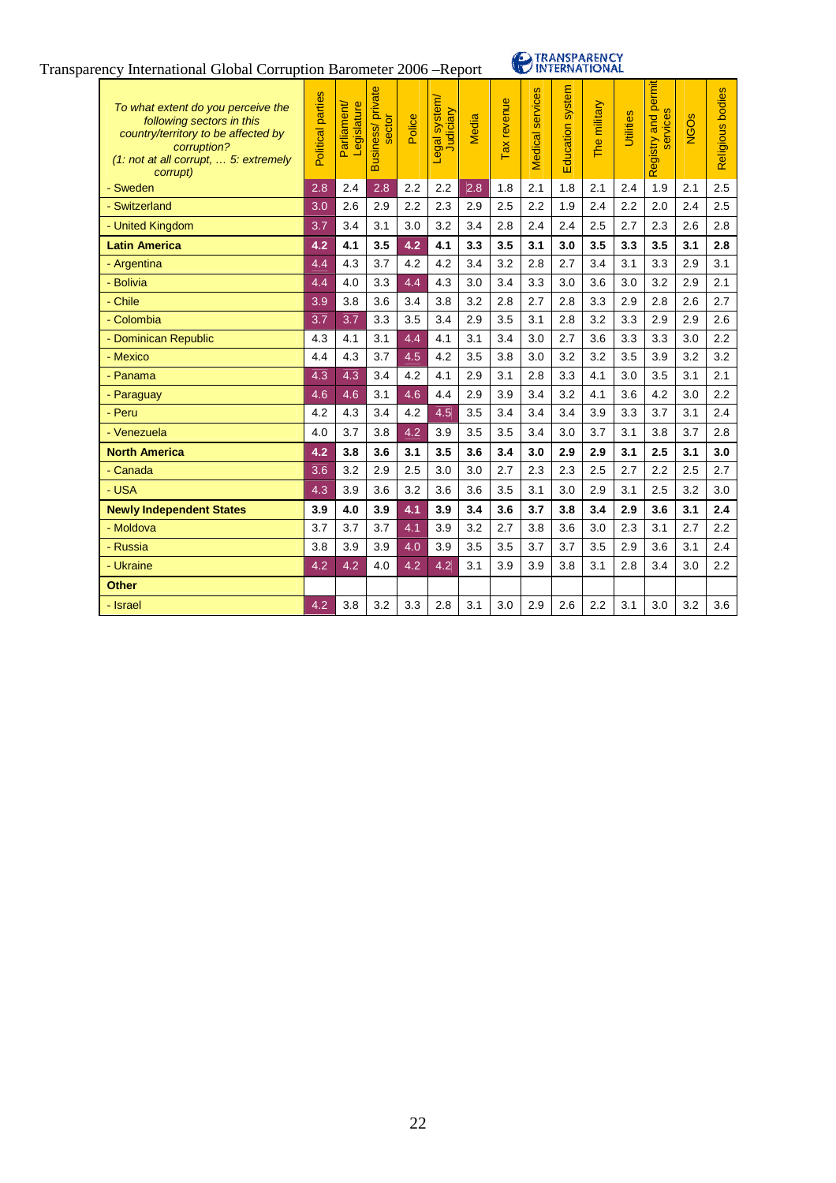| *To what extent do you perceive the following sectors in this country/territory to be affected by corruption? (1: not at all corrupt, … 5: extremely corrupt)* | Political parties | Parliament/ Legislature | Business/ private sector | Police | Legal system/ Judiciary | Media | Tax revenue | Medical services | Education system | The military | Utilities | Registry and permit services | NGOs | Religious bodies |
|---|---|---|---|---|---|---|---|---|---|---|---|---|---|---|
| - Sweden | 2.8 | 2.4 | 2.8 | 2.2 | 2.2 | 2.8 | 1.8 | 2.1 | 1.8 | 2.1 | 2.4 | 1.9 | 2.1 | 2.5 |
| - Switzerland | 3.0 | 2.6 | 2.9 | 2.2 | 2.3 | 2.9 | 2.5 | 2.2 | 1.9 | 2.4 | 2.2 | 2.0 | 2.4 | 2.5 |
| - United Kingdom | 3.7 | 3.4 | 3.1 | 3.0 | 3.2 | 3.4 | 2.8 | 2.4 | 2.4 | 2.5 | 2.7 | 2.3 | 2.6 | 2.8 |
| **Latin America** | **4.2** | **4.1** | **3.5** | **4.2** | **4.1** | **3.3** | **3.5** | **3.1** | **3.0** | **3.5** | **3.3** | **3.5** | **3.1** | **2.8** |
| - Argentina | 4.4 | 4.3 | 3.7 | 4.2 | 4.2 | 3.4 | 3.2 | 2.8 | 2.7 | 3.4 | 3.1 | 3.3 | 2.9 | 3.1 |
| - Bolivia | 4.4 | 4.0 | 3.3 | 4.4 | 4.3 | 3.0 | 3.4 | 3.3 | 3.0 | 3.6 | 3.0 | 3.2 | 2.9 | 2.1 |
| - Chile | 3.9 | 3.8 | 3.6 | 3.4 | 3.8 | 3.2 | 2.8 | 2.7 | 2.8 | 3.3 | 2.9 | 2.8 | 2.6 | 2.7 |
| - Colombia | 3.7 | 3.7 | 3.3 | 3.5 | 3.4 | 2.9 | 3.5 | 3.1 | 2.8 | 3.2 | 3.3 | 2.9 | 2.9 | 2.6 |
| - Dominican Republic | 4.3 | 4.1 | 3.1 | 4.4 | 4.1 | 3.1 | 3.4 | 3.0 | 2.7 | 3.6 | 3.3 | 3.3 | 3.0 | 2.2 |
| - Mexico | 4.4 | 4.3 | 3.7 | 4.5 | 4.2 | 3.5 | 3.8 | 3.0 | 3.2 | 3.2 | 3.5 | 3.9 | 3.2 | 3.2 |
| - Panama | 4.3 | 4.3 | 3.4 | 4.2 | 4.1 | 2.9 | 3.1 | 2.8 | 3.3 | 4.1 | 3.0 | 3.5 | 3.1 | 2.1 |
| - Paraguay | 4.6 | 4.6 | 3.1 | 4.6 | 4.4 | 2.9 | 3.9 | 3.4 | 3.2 | 4.1 | 3.6 | 4.2 | 3.0 | 2.2 |
| - Peru | 4.2 | 4.3 | 3.4 | 4.2 | 4.5 | 3.5 | 3.4 | 3.4 | 3.4 | 3.9 | 3.3 | 3.7 | 3.1 | 2.4 |
| - Venezuela | 4.0 | 3.7 | 3.8 | 4.2 | 3.9 | 3.5 | 3.5 | 3.4 | 3.0 | 3.7 | 3.1 | 3.8 | 3.7 | 2.8 |
| **North America** | **4.2** | **3.8** | **3.6** | **3.1** | **3.5** | **3.6** | **3.4** | **3.0** | **2.9** | **2.9** | **3.1** | **2.5** | **3.1** | **3.0** |
| - Canada | 3.6 | 3.2 | 2.9 | 2.5 | 3.0 | 3.0 | 2.7 | 2.3 | 2.3 | 2.5 | 2.7 | 2.2 | 2.5 | 2.7 |
| - USA | 4.3 | 3.9 | 3.6 | 3.2 | 3.6 | 3.6 | 3.5 | 3.1 | 3.0 | 2.9 | 3.1 | 2.5 | 3.2 | 3.0 |
| **Newly Independent States** | **3.9** | **4.0** | **3.9** | **4.1** | **3.9** | **3.4** | **3.6** | **3.7** | **3.8** | **3.4** | **2.9** | **3.6** | **3.1** | **2.4** |
| - Moldova | 3.7 | 3.7 | 3.7 | 4.1 | 3.9 | 3.2 | 2.7 | 3.8 | 3.6 | 3.0 | 2.3 | 3.1 | 2.7 | 2.2 |
| - Russia | 3.8 | 3.9 | 3.9 | 4.0 | 3.9 | 3.5 | 3.5 | 3.7 | 3.7 | 3.5 | 2.9 | 3.6 | 3.1 | 2.4 |
| - Ukraine | 4.2 | 4.2 | 4.0 | 4.2 | 4.2 | 3.1 | 3.9 | 3.9 | 3.8 | 3.1 | 2.8 | 3.4 | 3.0 | 2.2 |
| **Other** | | | | | | | | | | | | | | |
| - Israel | 4.2 | 3.8 | 3.2 | 3.3 | 2.8 | 3.1 | 3.0 | 2.9 | 2.6 | 2.2 | 3.1 | 3.0 | 3.2 | 3.6 |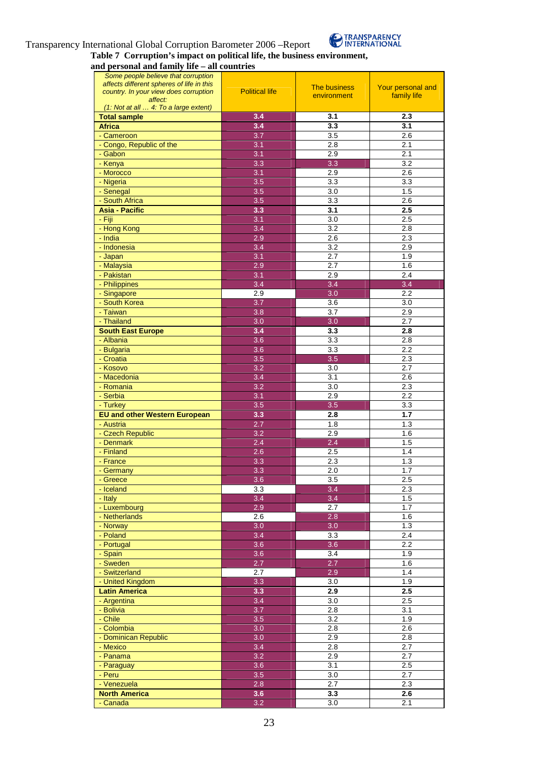**Table 7 Corruption's impact on political life, the business environment, and personal and family life – all countries**

| *Some people believe that corruption affects different spheres of life in this country. In your view does corruption affect: (1: Not at all … 4: To a large extent)* | Political life | The business environment | Your personal and family life |
|---|---|---|---|
| **Total sample** | **3.4** | **3.1** | **2.3** |
| **Africa** | **3.4** | **3.3** | **3.1** |
| - Cameroon | 3.7 | 3.5 | 2.6 |
| - Congo, Republic of the | 3.1 | 2.8 | 2.1 |
| - Gabon | 3.1 | 2.9 | 2.1 |
| - Kenya | 3.3 | 3.3 | 3.2 |
| - Morocco | 3.1 | 2.9 | 2.6 |
| - Nigeria | 3.5 | 3.3 | 3.3 |
| - Senegal | 3.5 | 3.0 | 1.5 |
| - South Africa | 3.5 | 3.3 | 2.6 |
| **Asia - Pacific** | **3.3** | **3.1** | **2.5** |
| - Fiji | 3.1 | 3.0 | 2.5 |
| - Hong Kong | 3.4 | 3.2 | 2.8 |
| - India | 2.9 | 2.6 | 2.3 |
| - Indonesia | 3.4 | 3.2 | 2.9 |
| - Japan | 3.1 | 2.7 | 1.9 |
| - Malaysia | 2.9 | 2.7 | 1.6 |
| - Pakistan | 3.1 | 2.9 | 2.4 |
| - Philippines | 3.4 | 3.4 | 3.4 |
| - Singapore | 2.9 | 3.0 | 2.2 |
| - South Korea | 3.7 | 3.6 | 3.0 |
| - Taiwan | 3.8 | 3.7 | 2.9 |
| - Thailand | 3.0 | 3.0 | 2.7 |
| **South East Europe** | **3.4** | **3.3** | **2.8** |
| - Albania | 3.6 | 3.3 | 2.8 |
| - Bulgaria | 3.6 | 3.3 | 2.2 |
| - Croatia | 3.5 | 3.5 | 2.3 |
| - Kosovo | 3.2 | 3.0 | 2.7 |
| - Macedonia | 3.4 | 3.1 | 2.6 |
| - Romania | 3.2 | 3.0 | 2.3 |
| - Serbia | 3.1 | 2.9 | 2.2 |
| - Turkey | 3.5 | 3.5 | 3.3 |
| **EU and other Western European** | **3.3** | **2.8** | **1.7** |
| - Austria | 2.7 | 1.8 | 1.3 |
| - Czech Republic | 3.2 | 2.9 | 1.6 |
| - Denmark | 2.4 | 2.4 | 1.5 |
| - Finland | 2.6 | 2.5 | 1.4 |
| - France | 3.3 | 2.3 | 1.3 |
| - Germany | 3.3 | 2.0 | 1.7 |
| - Greece | 3.6 | 3.5 | 2.5 |
| - Iceland | 3.3 | 3.4 | 2.3 |
| - Italy | 3.4 | 3.4 | 1.5 |
| - Luxembourg | 2.9 | 2.7 | 1.7 |
| - Netherlands | 2.6 | 2.8 | 1.6 |
| - Norway | 3.0 | 3.0 | 1.3 |
| - Poland | 3.4 | 3.3 | 2.4 |
| - Portugal | 3.6 | 3.6 | 2.2 |
| - Spain | 3.6 | 3.4 | 1.9 |
| - Sweden | 2.7 | 2.7 | 1.6 |
| - Switzerland | 2.7 | 2.9 | 1.4 |
| - United Kingdom | 3.3 | 3.0 | 1.9 |
| **Latin America** | **3.3** | **2.9** | **2.5** |
| - Argentina | 3.4 | 3.0 | 2.5 |
| - Bolivia | 3.7 | 2.8 | 3.1 |
| - Chile | 3.5 | 3.2 | 1.9 |
| - Colombia | 3.0 | 2.8 | 2.6 |
| - Dominican Republic | 3.0 | 2.9 | 2.8 |
| - Mexico | 3.4 | 2.8 | 2.7 |
| - Panama | 3.2 | 2.9 | 2.7 |
| - Paraguay | 3.6 | 3.1 | 2.5 |
| - Peru | 3.5 | 3.0 | 2.7 |
| - Venezuela | 2.8 | 2.7 | 2.3 |
| **North America** | **3.6** | **3.3** | **2.6** |
| - Canada | 3.2 | 3.0 | 2.1 |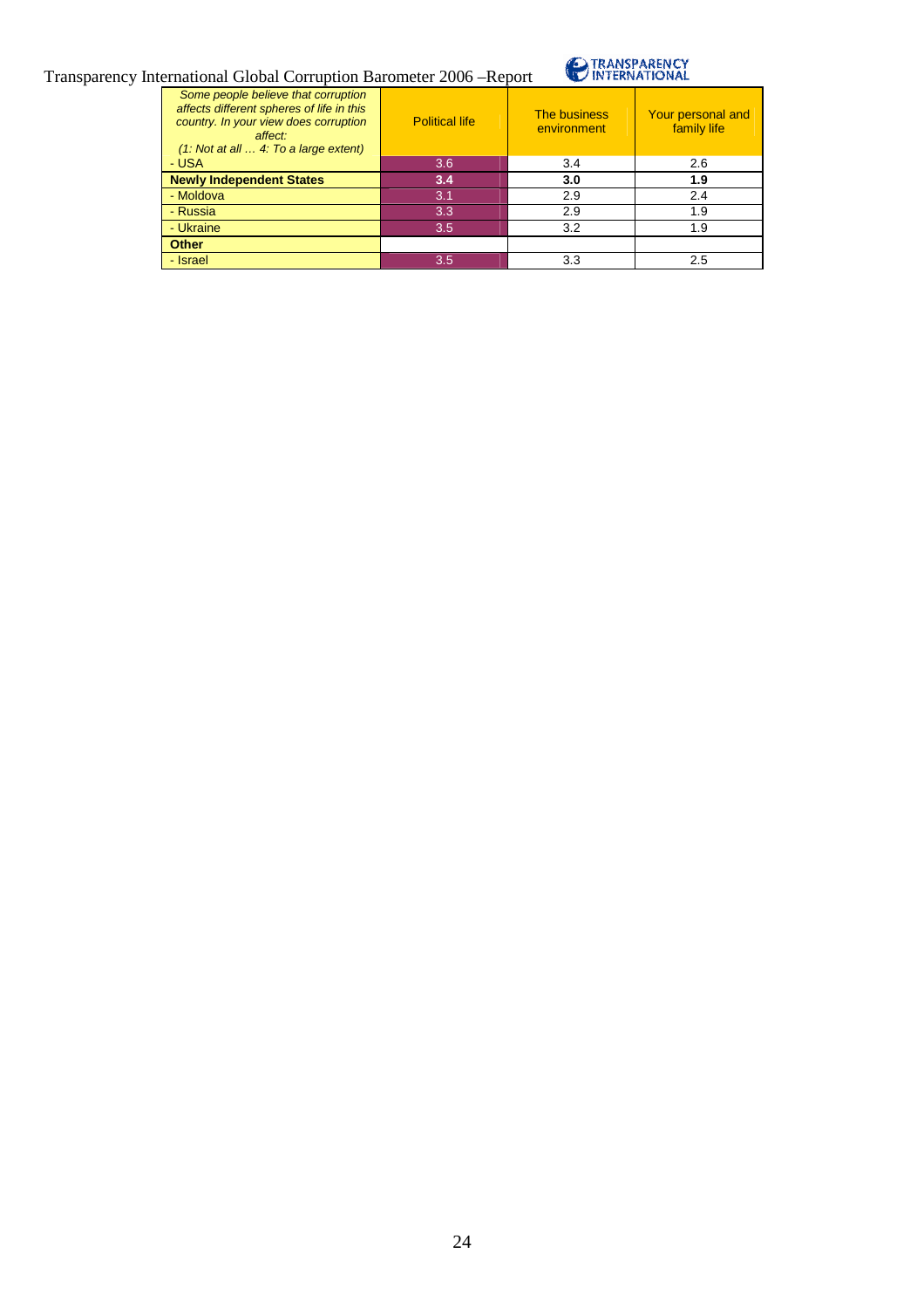| *Some people believe that corruption affects different spheres of life in this country. In your view does corruption affect: (1: Not at all … 4: To a large extent)* | Political life | The business environment | Your personal and family life |
|---|---|---|---|
| - USA | 3.6 | 3.4 | 2.6 |
| **Newly Independent States** | **3.4** | **3.0** | **1.9** |
| - Moldova | 3.1 | 2.9 | 2.4 |
| - Russia | 3.3 | 2.9 | 1.9 |
| - Ukraine | 3.5 | 3.2 | 1.9 |
| **Other** | | | |
| - Israel | 3.5 | 3.3 | 2.5 |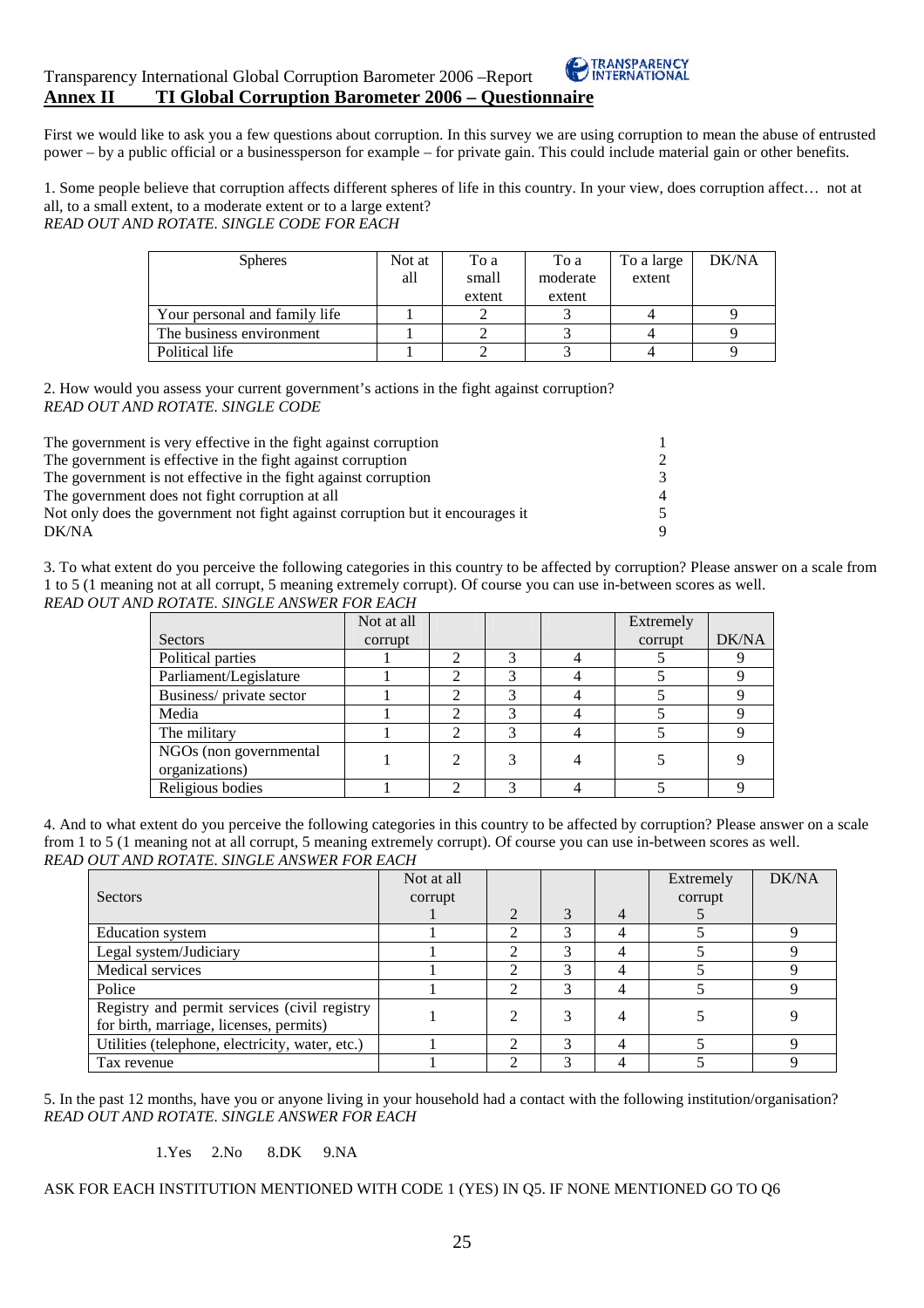## Annex II TI Global Corruption Barometer 2006 – Questionnaire

First we would like to ask you a few questions about corruption. In this survey we are using corruption to mean the abuse of entrusted power – by a public official or a businessperson for example – for private gain. This could include material gain or other benefits.

1. Some people believe that corruption affects different spheres of life in this country. In your view, does corruption affect… not at all, to a small extent, to a moderate extent or to a large extent?
*READ OUT AND ROTATE. SINGLE CODE FOR EACH*

| Spheres | Not at all | To a small extent | To a moderate extent | To a large extent | DK/NA |
|---|---|---|---|---|---|
| Your personal and family life | 1 | 2 | 3 | 4 | 9 |
| The business environment | 1 | 2 | 3 | 4 | 9 |
| Political life | 1 | 2 | 3 | 4 | 9 |

2. How would you assess your current government's actions in the fight against corruption?
*READ OUT AND ROTATE. SINGLE CODE*

| | |
|---|---|
| The government is very effective in the fight against corruption | 1 |
| The government is effective in the fight against corruption | 2 |
| The government is not effective in the fight against corruption | 3 |
| The government does not fight corruption at all | 4 |
| Not only does the government not fight against corruption but it encourages it | 5 |
| DK/NA | 9 |

3. To what extent do you perceive the following categories in this country to be affected by corruption? Please answer on a scale from 1 to 5 (1 meaning not at all corrupt, 5 meaning extremely corrupt). Of course you can use in-between scores as well.
*READ OUT AND ROTATE. SINGLE ANSWER FOR EACH*

| Sectors | Not at all corrupt | | | | Extremely corrupt | DK/NA |
|---|---|---|---|---|---|---|
| Political parties | 1 | 2 | 3 | 4 | 5 | 9 |
| Parliament/Legislature | 1 | 2 | 3 | 4 | 5 | 9 |
| Business/ private sector | 1 | 2 | 3 | 4 | 5 | 9 |
| Media | 1 | 2 | 3 | 4 | 5 | 9 |
| The military | 1 | 2 | 3 | 4 | 5 | 9 |
| NGOs (non governmental organizations) | 1 | 2 | 3 | 4 | 5 | 9 |
| Religious bodies | 1 | 2 | 3 | 4 | 5 | 9 |

4. And to what extent do you perceive the following categories in this country to be affected by corruption? Please answer on a scale from 1 to 5 (1 meaning not at all corrupt, 5 meaning extremely corrupt). Of course you can use in-between scores as well.
*READ OUT AND ROTATE. SINGLE ANSWER FOR EACH*

| Sectors | Not at all corrupt 1 | 2 | 3 | 4 | Extremely corrupt 5 | DK/NA |
|---|---|---|---|---|---|---|
| Education system | 1 | 2 | 3 | 4 | 5 | 9 |
| Legal system/Judiciary | 1 | 2 | 3 | 4 | 5 | 9 |
| Medical services | 1 | 2 | 3 | 4 | 5 | 9 |
| Police | 1 | 2 | 3 | 4 | 5 | 9 |
| Registry and permit services (civil registry for birth, marriage, licenses, permits) | 1 | 2 | 3 | 4 | 5 | 9 |
| Utilities (telephone, electricity, water, etc.) | 1 | 2 | 3 | 4 | 5 | 9 |
| Tax revenue | 1 | 2 | 3 | 4 | 5 | 9 |

5. In the past 12 months, have you or anyone living in your household had a contact with the following institution/organisation?
*READ OUT AND ROTATE. SINGLE ANSWER FOR EACH*

1.Yes 2.No 8.DK 9.NA

ASK FOR EACH INSTITUTION MENTIONED WITH CODE 1 (YES) IN Q5. IF NONE MENTIONED GO TO Q6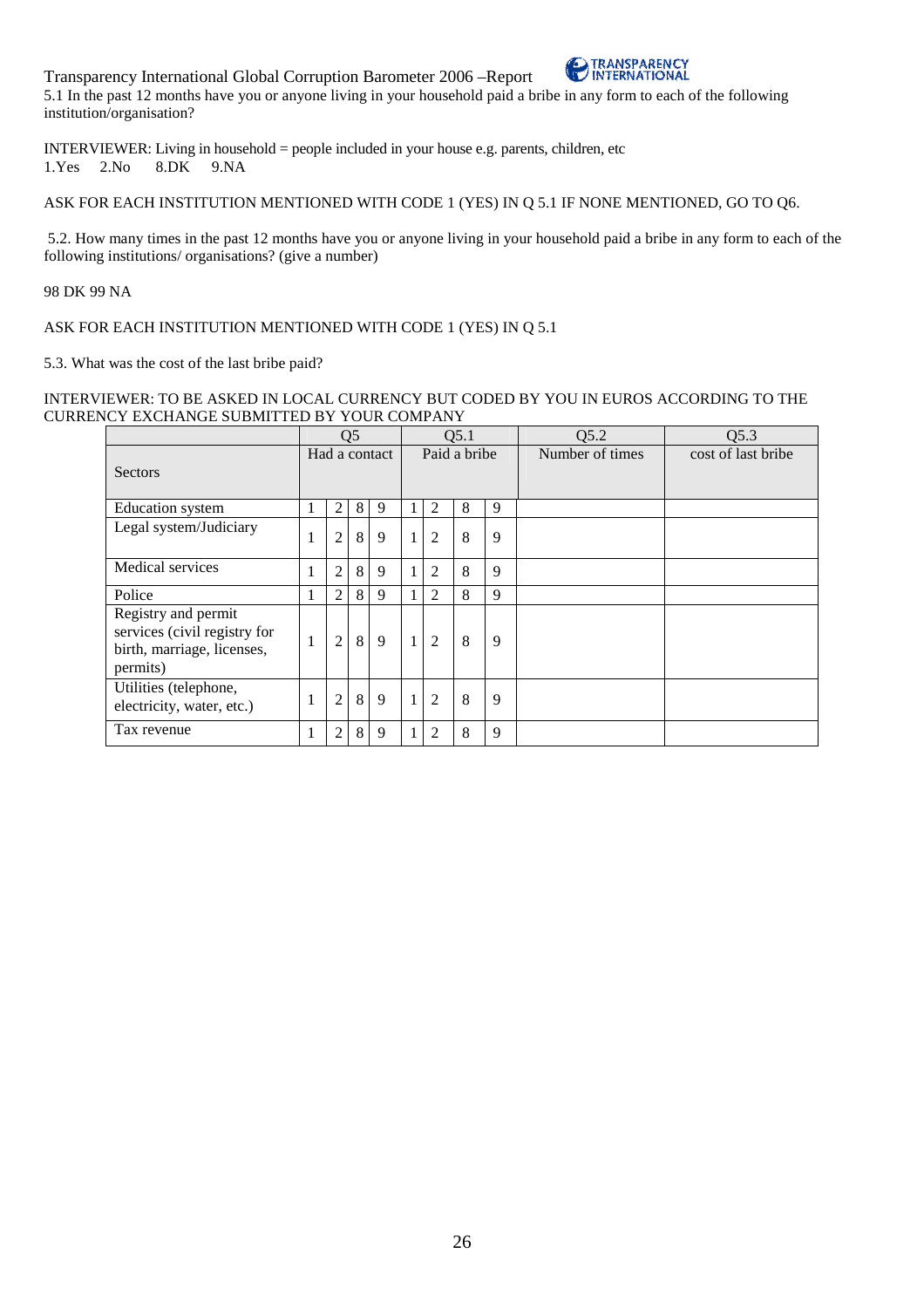Transparency International Global Corruption Barometer 2006 –Report

5.1 In the past 12 months have you or anyone living in your household paid a bribe in any form to each of the following institution/organisation?

INTERVIEWER: Living in household = people included in your house e.g. parents, children, etc

1.Yes 2.No 8.DK 9.NA

ASK FOR EACH INSTITUTION MENTIONED WITH CODE 1 (YES) IN Q 5.1 IF NONE MENTIONED, GO TO Q6.

5.2. How many times in the past 12 months have you or anyone living in your household paid a bribe in any form to each of the following institutions/ organisations? (give a number)

98 DK 99 NA

ASK FOR EACH INSTITUTION MENTIONED WITH CODE 1 (YES) IN Q 5.1

5.3. What was the cost of the last bribe paid?

INTERVIEWER: TO BE ASKED IN LOCAL CURRENCY BUT CODED BY YOU IN EUROS ACCORDING TO THE CURRENCY EXCHANGE SUBMITTED BY YOUR COMPANY

| | Q5 | | | | Q5.1 | | | | Q5.2 | Q5.3 |
|---|---|---|---|---|---|---|---|---|---|---|
| Sectors | Had a contact | | | | Paid a bribe | | | | Number of times | cost of last bribe |
| Education system | 1 | 2 | 8 | 9 | 1 | 2 | 8 | 9 | | |
| Legal system/Judiciary | 1 | 2 | 8 | 9 | 1 | 2 | 8 | 9 | | |
| Medical services | 1 | 2 | 8 | 9 | 1 | 2 | 8 | 9 | | |
| Police | 1 | 2 | 8 | 9 | 1 | 2 | 8 | 9 | | |
| Registry and permit services (civil registry for birth, marriage, licenses, permits) | 1 | 2 | 8 | 9 | 1 | 2 | 8 | 9 | | |
| Utilities (telephone, electricity, water, etc.) | 1 | 2 | 8 | 9 | 1 | 2 | 8 | 9 | | |
| Tax revenue | 1 | 2 | 8 | 9 | 1 | 2 | 8 | 9 | | |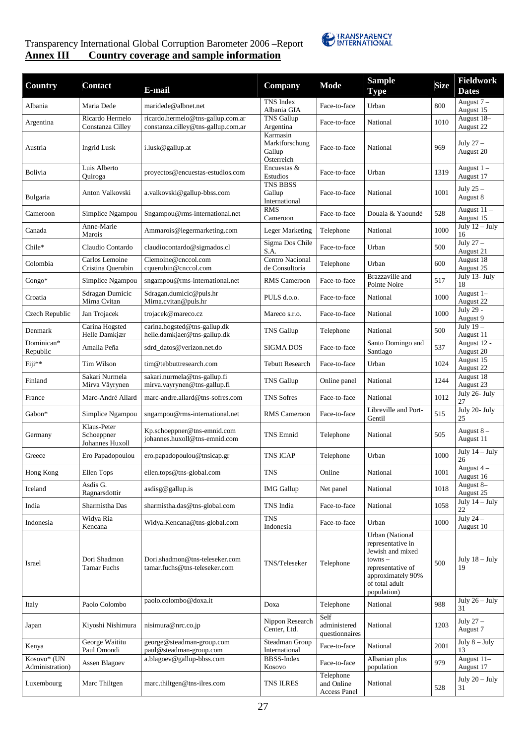Transparency International Global Corruption Barometer 2006 –Report

## Annex III Country coverage and sample information

| Country | Contact | E-mail | Company | Mode | Sample Type | Size | Fieldwork Dates |
|---|---|---|---|---|---|---|---|
| Albania | Maria Dede | maridede@albnet.net | TNS Index Albania GIA | Face-to-face | Urban | 800 | August 7 – August 15 |
| Argentina | Ricardo Hermelo Constanza Cilley | ricardo.hermelo@tns-gallup.com.ar constanza.cilley@tns-gallup.com.ar | TNS Gallup Argentina | Face-to-face | National | 1010 | August 18– August 22 |
| Austria | Ingrid Lusk | i.lusk@gallup.at | Karmasin Marktforschung Gallup Österreich | Face-to-face | National | 969 | July 27 – August 20 |
| Bolivia | Luis Alberto Quiroga | proyectos@encuestas-estudios.com | Encuestas & Estudios | Face-to-face | Urban | 1319 | August 1 – August 17 |
| Bulgaria | Anton Valkovski | a.valkovski@gallup-bbss.com | TNS BBSS Gallup International | Face-to-face | National | 1001 | July 25 – August 8 |
| Cameroon | Simplice Ngampou | Sngampou@rms-international.net | RMS Cameroon | Face-to-face | Douala & Yaoundé | 528 | August 11 – August 15 |
| Canada | Anne-Marie Marois | Ammarois@legermarketing.com | Leger Marketing | Telephone | National | 1000 | July 12 – July 16 |
| Chile* | Claudio Contardo | claudiocontardo@sigmados.cl | Sigma Dos Chile S.A. | Face-to-face | Urban | 500 | July 27 – August 21 |
| Colombia | Carlos Lemoine Cristina Querubin | Clemoine@cnccol.com cquerubin@cnccol.com | Centro Nacional de Consultoría | Telephone | Urban | 600 | August 18 August 25 |
| Congo* | Simplice Ngampou | sngampou@rms-international.net | RMS Cameroon | Face-to-face | Brazzaville and Pointe Noire | 517 | July 13- July 18 |
| Croatia | Sdragan Dumicic Mirna Cvitan | Sdragan.dumicic@puls.hr Mirna.cvitan@puls.hr | PULS d.o.o. | Face-to-face | National | 1000 | August 1– August 22 |
| Czech Republic | Jan Trojacek | trojacek@mareco.cz | Mareco s.r.o. | Face-to-face | National | 1000 | July 29 - August 9 |
| Denmark | Carina Hogsted Helle Damkjær | carina.hogsted@tns-gallup.dk helle.damkjaer@tns-gallup.dk | TNS Gallup | Telephone | National | 500 | July 19 – August 11 |
| Dominican* Republic | Amalia Peña | sdrd_datos@verizon.net.do | SIGMA DOS | Face-to-face | Santo Domingo and Santiago | 537 | August 12 - August 20 |
| Fiji** | Tim Wilson | tim@tebbuttresearch.com | Tebutt Research | Face-to-face | Urban | 1024 | August 15 August 22 |
| Finland | Sakari Nurmela Mirva Väyrynen | sakari.nurmela@tns-gallup.fi mirva.vayrynen@tns-gallup.fi | TNS Gallup | Online panel | National | 1244 | August 18 August 23 |
| France | Marc-André Allard | marc-andre.allard@tns-sofres.com | TNS Sofres | Face-to-face | National | 1012 | July 26- July 27 |
| Gabon* | Simplice Ngampou | sngampou@rms-international.net | RMS Cameroon | Face-to-face | Libreville and Port-Gentil | 515 | July 20- July 25 |
| Germany | Klaus-Peter Schoeppner Johannes Huxoll | Kp.schoeppner@tns-emnid.com johannes.huxoll@tns-emnid.com | TNS Emnid | Telephone | National | 505 | August 8 – August 11 |
| Greece | Ero Papadopoulou | ero.papadopoulou@tnsicap.gr | TNS ICAP | Telephone | Urban | 1000 | July 14 – July 26 |
| Hong Kong | Ellen Tops | ellen.tops@tns-global.com | TNS | Online | National | 1001 | August 4 – August 16 |
| Iceland | Asdis G. Ragnarsdottir | asdisg@gallup.is | IMG Gallup | Net panel | National | 1018 | August 8– August 25 |
| India | Sharmistha Das | sharmistha.das@tns-global.com | TNS India | Face-to-face | National | 1058 | July 14 – July 22 |
| Indonesia | Widya Ria Kencana | Widya.Kencana@tns-global.com | TNS Indonesia | Face-to-face | Urban | 1000 | July 24 – August 10 |
| Israel | Dori Shadmon Tamar Fuchs | Dori.shadmon@tns-teleseker.com tamar.fuchs@tns-teleseker.com | TNS/Teleseker | Telephone | Urban (National representative in Jewish and mixed towns – representative of approximately 90% of total adult population) | 500 | July 18 – July 19 |
| Italy | Paolo Colombo | paolo.colombo@doxa.it | Doxa | Telephone | National | 988 | July 26 – July 31 |
| Japan | Kiyoshi Nishimura | nisimura@nrc.co.jp | Nippon Research Center, Ltd. | Self administered questionnaires | National | 1203 | July 27 – August 7 |
| Kenya | George Waititu Paul Omondi | george@steadman-group.com paul@steadman-group.com | Steadman Group International | Face-to-face | National | 2001 | July 8 – July 13 |
| Kosovo* (UN Administration) | Assen Blagoev | a.blagoev@gallup-bbss.com | BBSS-Index Kosovo | Face-to-face | Albanian plus population | 979 | August 11– August 17 |
| Luxembourg | Marc Thiltgen | marc.thiltgen@tns-ilres.com | TNS ILRES | Telephone and Online Access Panel | National | 528 | July 20 – July 31 |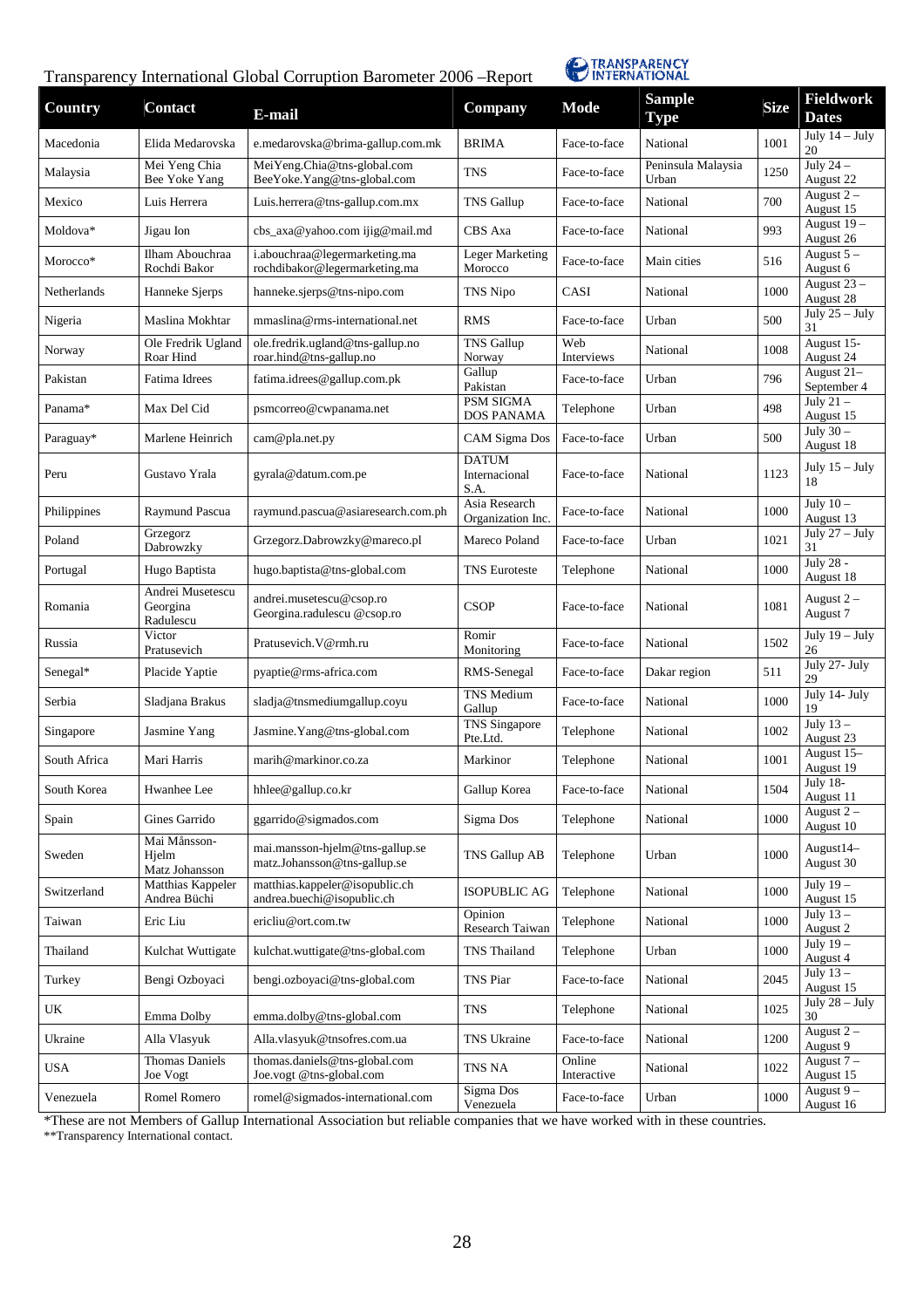Transparency International Global Corruption Barometer 2006 –Report

| Country | Contact | E-mail | Company | Mode | Sample Type | Size | Fieldwork Dates |
|---|---|---|---|---|---|---|---|
| Macedonia | Elida Medarovska | e.medarovska@brima-gallup.com.mk | BRIMA | Face-to-face | National | 1001 | July 14 – July 20 |
| Malaysia | Mei Yeng Chia Bee Yoke Yang | MeiYeng.Chia@tns-global.com BeeYoke.Yang@tns-global.com | TNS | Face-to-face | Peninsula Malaysia Urban | 1250 | July 24 – August 22 |
| Mexico | Luis Herrera | Luis.herrera@tns-gallup.com.mx | TNS Gallup | Face-to-face | National | 700 | August 2 – August 15 |
| Moldova* | Jigau Ion | cbs_axa@yahoo.com ijig@mail.md | CBS Axa | Face-to-face | National | 993 | August 19 – August 26 |
| Morocco* | Ilham Abouchraa Rochdi Bakor | i.abouchraa@legermarketing.ma rochdibakor@legermarketing.ma | Leger Marketing Morocco | Face-to-face | Main cities | 516 | August 5 – August 6 |
| Netherlands | Hanneke Sjerps | hanneke.sjerps@tns-nipo.com | TNS Nipo | CASI | National | 1000 | August 23 – August 28 |
| Nigeria | Maslina Mokhtar | mmaslina@rms-international.net | RMS | Face-to-face | Urban | 500 | July 25 – July 31 |
| Norway | Ole Fredrik Ugland Roar Hind | ole.fredrik.ugland@tns-gallup.no roar.hind@tns-gallup.no | TNS Gallup Norway | Web Interviews | National | 1008 | August 15- August 24 |
| Pakistan | Fatima Idrees | fatima.idrees@gallup.com.pk | Gallup Pakistan | Face-to-face | Urban | 796 | August 21– September 4 |
| Panama* | Max Del Cid | psmcorreo@cwpanama.net | PSM SIGMA DOS PANAMA | Telephone | Urban | 498 | July 21 – August 15 |
| Paraguay* | Marlene Heinrich | cam@pla.net.py | CAM Sigma Dos | Face-to-face | Urban | 500 | July 30 – August 18 |
| Peru | Gustavo Yrala | gyrala@datum.com.pe | DATUM Internacional S.A. | Face-to-face | National | 1123 | July 15 – July 18 |
| Philippines | Raymund Pascua | raymund.pascua@asiaresearch.com.ph | Asia Research Organization Inc. | Face-to-face | National | 1000 | July 10 – August 13 |
| Poland | Grzegorz Dabrowzky | Grzegorz.Dabrowzky@mareco.pl | Mareco Poland | Face-to-face | Urban | 1021 | July 27 – July 31 |
| Portugal | Hugo Baptista | hugo.baptista@tns-global.com | TNS Euroteste | Telephone | National | 1000 | July 28 - August 18 |
| Romania | Andrei Musetescu Georgina Radulescu | andrei.musetescu@csop.ro Georgina.radulescu @csop.ro | CSOP | Face-to-face | National | 1081 | August 2 – August 7 |
| Russia | Victor Pratusevich | Pratusevich.V@rmh.ru | Romir Monitoring | Face-to-face | National | 1502 | July 19 – July 26 |
| Senegal* | Placide Yaptie | pyaptie@rms-africa.com | RMS-Senegal | Face-to-face | Dakar region | 511 | July 27- July 29 |
| Serbia | Sladjana Brakus | sladja@tnsmediumgallup.coyu | TNS Medium Gallup | Face-to-face | National | 1000 | July 14- July 19 |
| Singapore | Jasmine Yang | Jasmine.Yang@tns-global.com | TNS Singapore Pte.Ltd. | Telephone | National | 1002 | July 13 – August 23 |
| South Africa | Mari Harris | marih@markinor.co.za | Markinor | Telephone | National | 1001 | August 15– August 19 |
| South Korea | Hwanhee Lee | hhlee@gallup.co.kr | Gallup Korea | Face-to-face | National | 1504 | July 18- August 11 |
| Spain | Gines Garrido | ggarrido@sigmados.com | Sigma Dos | Telephone | National | 1000 | August 2 – August 10 |
| Sweden | Mai Månsson-Hjelm Matz Johansson | mai.mansson-hjelm@tns-gallup.se matz.Johansson@tns-gallup.se | TNS Gallup AB | Telephone | Urban | 1000 | August14– August 30 |
| Switzerland | Matthias Kappeler Andrea Büchi | matthias.kappeler@isopublic.ch andrea.buechi@isopublic.ch | ISOPUBLIC AG | Telephone | National | 1000 | July 19 – August 15 |
| Taiwan | Eric Liu | ericliu@ort.com.tw | Opinion Research Taiwan | Telephone | National | 1000 | July 13 – August 2 |
| Thailand | Kulchat Wuttigate | kulchat.wuttigate@tns-global.com | TNS Thailand | Telephone | Urban | 1000 | July 19 – August 4 |
| Turkey | Bengi Ozboyaci | bengi.ozboyaci@tns-global.com | TNS Piar | Face-to-face | National | 2045 | July 13 – August 15 |
| UK | Emma Dolby | emma.dolby@tns-global.com | TNS | Telephone | National | 1025 | July 28 – July 30 |
| Ukraine | Alla Vlasyuk | Alla.vlasyuk@tnsofres.com.ua | TNS Ukraine | Face-to-face | National | 1200 | August 2 – August 9 |
| USA | Thomas Daniels Joe Vogt | thomas.daniels@tns-global.com Joe.vogt @tns-global.com | TNS NA | Online Interactive | National | 1022 | August 7 – August 15 |
| Venezuela | Romel Romero | romel@sigmados-international.com | Sigma Dos Venezuela | Face-to-face | Urban | 1000 | August 9 – August 16 |

*These are not Members of Gallup International Association but reliable companies that we have worked with in these countries.
**Transparency International contact.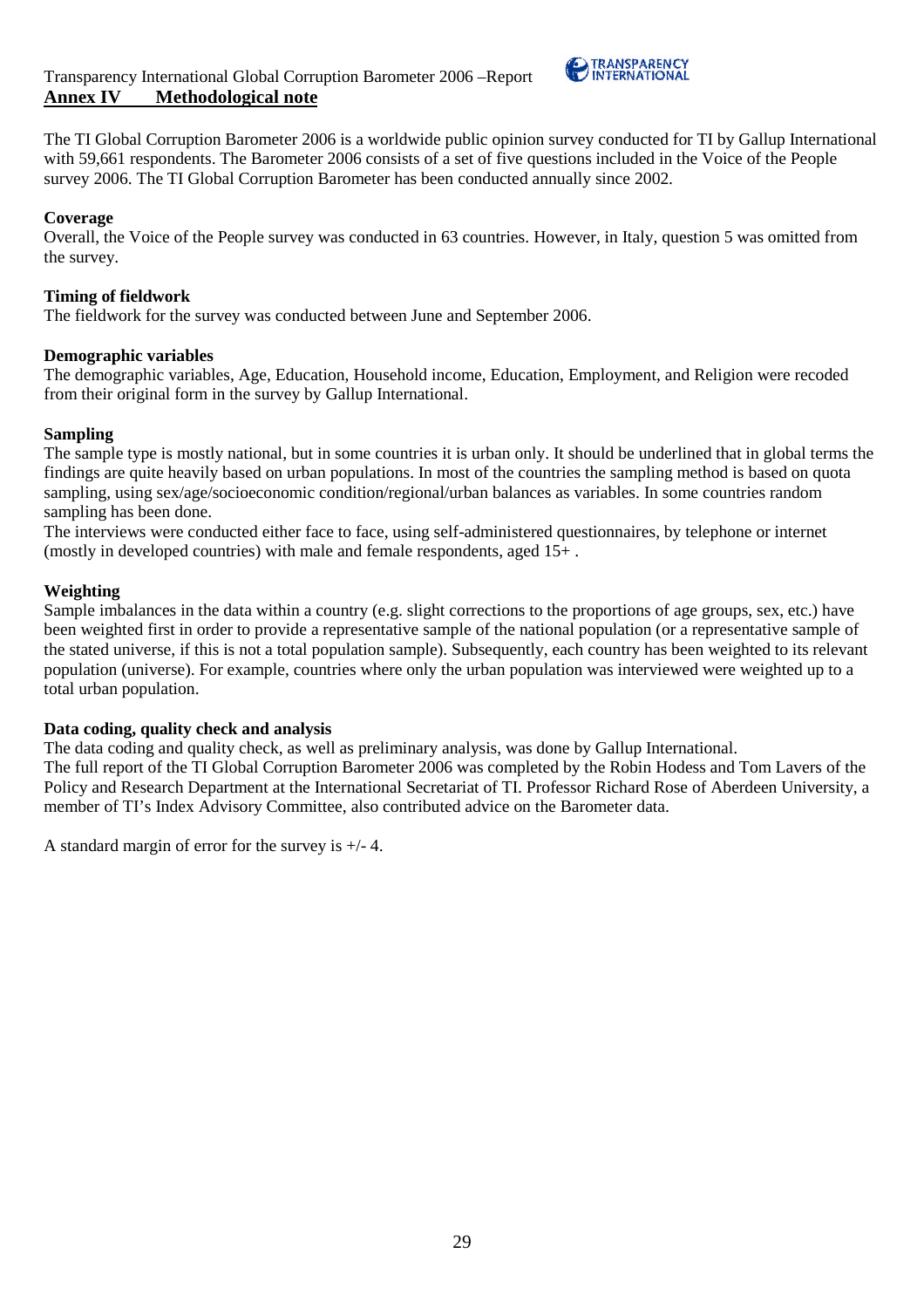## Annex IV Methodological note

The TI Global Corruption Barometer 2006 is a worldwide public opinion survey conducted for TI by Gallup International with 59,661 respondents. The Barometer 2006 consists of a set of five questions included in the Voice of the People survey 2006. The TI Global Corruption Barometer has been conducted annually since 2002.

**Coverage**

Overall, the Voice of the People survey was conducted in 63 countries. However, in Italy, question 5 was omitted from the survey.

**Timing of fieldwork**

The fieldwork for the survey was conducted between June and September 2006.

**Demographic variables**

The demographic variables, Age, Education, Household income, Education, Employment, and Religion were recoded from their original form in the survey by Gallup International.

**Sampling**

The sample type is mostly national, but in some countries it is urban only. It should be underlined that in global terms the findings are quite heavily based on urban populations. In most of the countries the sampling method is based on quota sampling, using sex/age/socioeconomic condition/regional/urban balances as variables. In some countries random sampling has been done.

The interviews were conducted either face to face, using self-administered questionnaires, by telephone or internet (mostly in developed countries) with male and female respondents, aged 15+ .

**Weighting**

Sample imbalances in the data within a country (e.g. slight corrections to the proportions of age groups, sex, etc.) have been weighted first in order to provide a representative sample of the national population (or a representative sample of the stated universe, if this is not a total population sample). Subsequently, each country has been weighted to its relevant population (universe). For example, countries where only the urban population was interviewed were weighted up to a total urban population.

**Data coding, quality check and analysis**

The data coding and quality check, as well as preliminary analysis, was done by Gallup International.

The full report of the TI Global Corruption Barometer 2006 was completed by the Robin Hodess and Tom Lavers of the Policy and Research Department at the International Secretariat of TI. Professor Richard Rose of Aberdeen University, a member of TI's Index Advisory Committee, also contributed advice on the Barometer data.

A standard margin of error for the survey is +/- 4.